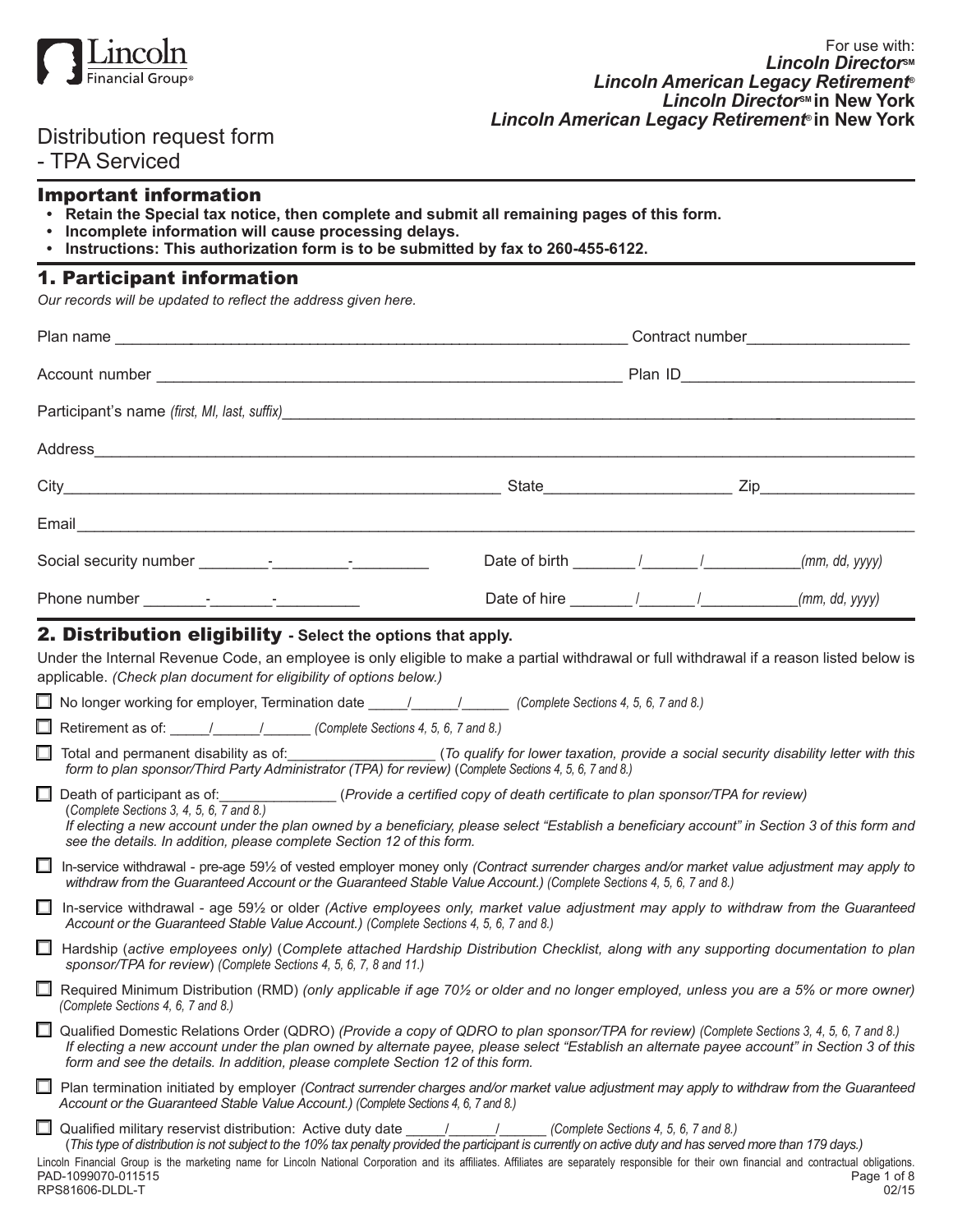For use with:
***Lincoln Director*** [SM]
***Lincoln American Legacy Retirement*** ®
***Lincoln Director*** [SM] **in New York**
***Lincoln American Legacy Retirement*** ® **in New York**

# Distribution request form - TPA Serviced

## Important information

- **Retain the Special tax notice, then complete and submit all remaining pages of this form.**
- **Incomplete information will cause processing delays.**
- **Instructions: This authorization form is to be submitted by fax to 260-455-6122.**

## 1. Participant information

*Our records will be updated to reflect the address given here.*

Plan name ____________________________________________ Contract number__________________

Account number ____________________________________________ Plan ID________________________

Participant's name *(first, MI, last, suffix)*____________________________________________

Address____________________________________________

City__________________________ State____________________ Zip_________________

Email____________________________________________

Social security number ________-________-________ Date of birth _______/______/___________*(mm, dd, yyyy)*

Phone number _______-_______-_________ Date of hire _______/______/___________*(mm, dd, yyyy)*

## 2. Distribution eligibility - Select the options that apply.

Under the Internal Revenue Code, an employee is only eligible to make a partial withdrawal or full withdrawal if a reason listed below is applicable. *(Check plan document for eligibility of options below.)*

- ☐ No longer working for employer, Termination date _____/______/______ *(Complete Sections 4, 5, 6, 7 and 8.)*
- ☐ Retirement as of: _____/______/______ *(Complete Sections 4, 5, 6, 7 and 8.)*
- ☐ Total and permanent disability as of:__________________ (*To qualify for lower taxation, provide a social security disability letter with this form to plan sponsor/Third Party Administrator (TPA) for review*) (*Complete Sections 4, 5, 6, 7 and 8.)*
- ☐ Death of participant as of:______________ (*Provide a certified copy of death certificate to plan sponsor/TPA for review)* (*Complete Sections 3, 4, 5, 6, 7 and 8.)*
  *If electing a new account under the plan owned by a beneficiary, please select "Establish a beneficiary account" in Section 3 of this form and see the details. In addition, please complete Section 12 of this form.*
- ☐ In-service withdrawal - pre-age 59½ of vested employer money only *(Contract surrender charges and/or market value adjustment may apply to withdraw from the Guaranteed Account or the Guaranteed Stable Value Account.) (Complete Sections 4, 5, 6, 7 and 8.)*
- ☐ In-service withdrawal - age 59½ or older *(Active employees only, market value adjustment may apply to withdraw from the Guaranteed Account or the Guaranteed Stable Value Account.) (Complete Sections 4, 5, 6, 7 and 8.)*
- ☐ Hardship (*active employees only)* (*Complete attached Hardship Distribution Checklist, along with any supporting documentation to plan sponsor/TPA for review*) *(Complete Sections 4, 5, 6, 7, 8 and 11.)*
- ☐ Required Minimum Distribution (RMD) *(only applicable if age 70½ or older and no longer employed, unless you are a 5% or more owner) (Complete Sections 4, 6, 7 and 8.)*
- ☐ Qualified Domestic Relations Order (QDRO) *(Provide a copy of QDRO to plan sponsor/TPA for review) (Complete Sections 3, 4, 5, 6, 7 and 8.)*
  *If electing a new account under the plan owned by alternate payee, please select "Establish an alternate payee account" in Section 3 of this form and see the details. In addition, please complete Section 12 of this form.*
- ☐ Plan termination initiated by employer *(Contract surrender charges and/or market value adjustment may apply to withdraw from the Guaranteed Account or the Guaranteed Stable Value Account.) (Complete Sections 4, 6, 7 and 8.)*
- ☐ Qualified military reservist distribution: Active duty date _____/______/______ *(Complete Sections 4, 5, 6, 7 and 8.)*
  (*This type of distribution is not subject to the 10% tax penalty provided the participant is currently on active duty and has served more than 179 days.)*

Lincoln Financial Group is the marketing name for Lincoln National Corporation and its affiliates. Affiliates are separately responsible for their own financial and contractual obligations.

PAD-1099070-011515
RPS81606-DLDL-T
02/15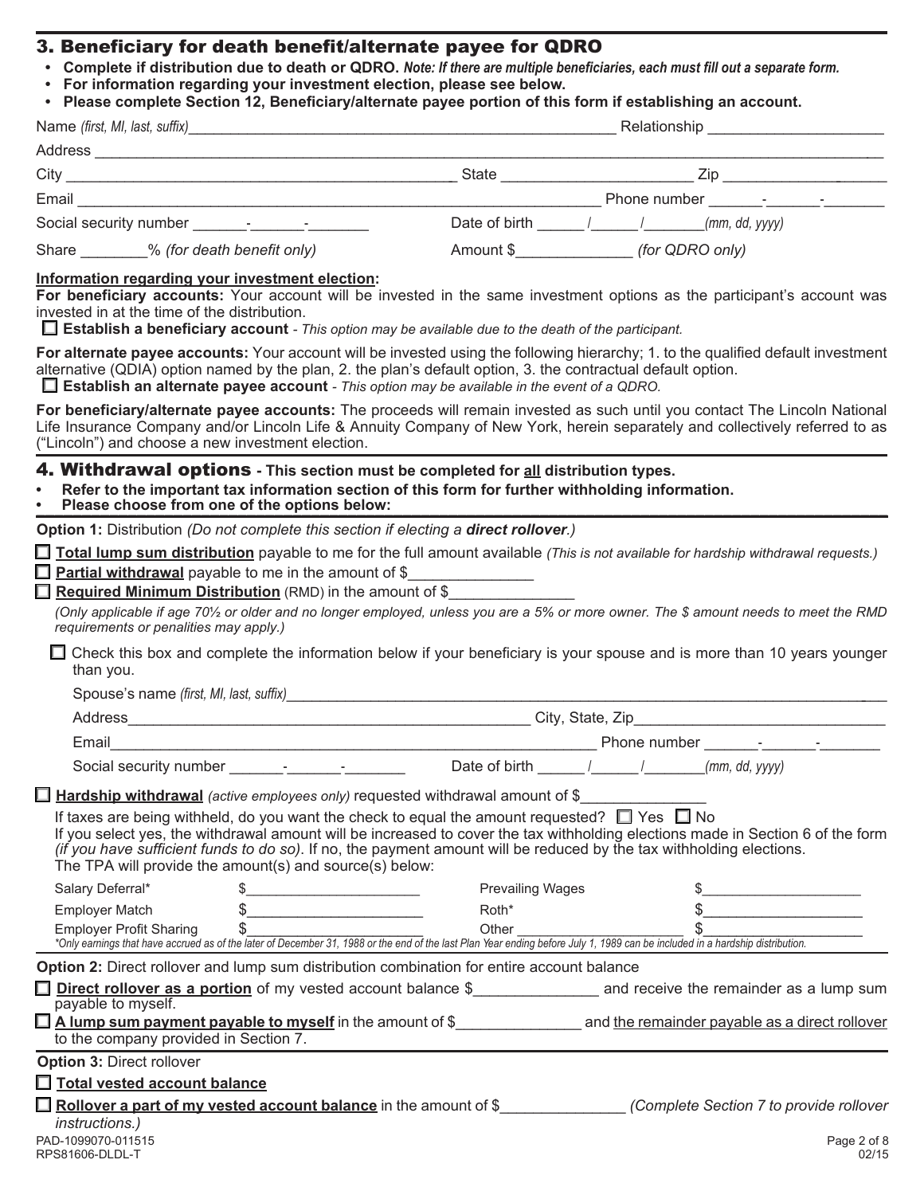## 3. Beneficiary for death benefit/alternate payee for QDRO

- **Complete if distribution due to death or QDRO.** ***Note: If there are multiple beneficiaries, each must fill out a separate form.***
- **For information regarding your investment election, please see below.**
- **Please complete Section 12, Beneficiary/alternate payee portion of this form if establishing an account.**

Name *(first, MI, last, suffix)*\_\_\_\_\_\_\_\_\_\_\_\_\_\_\_\_\_\_\_\_\_\_\_\_\_\_\_\_\_\_\_\_\_\_\_\_\_\_\_\_ Relationship \_\_\_\_\_\_\_\_\_\_\_\_\_\_\_\_\_\_\_\_

Address \_\_\_\_\_\_\_\_\_\_\_\_\_\_\_\_\_\_\_\_\_\_\_\_\_\_\_\_\_\_\_\_\_\_\_\_\_\_\_\_\_\_\_\_\_\_\_\_\_\_\_\_\_\_\_\_\_\_\_\_\_\_\_\_\_\_\_\_\_\_\_\_\_\_\_\_\_\_

City \_\_\_\_\_\_\_\_\_\_\_\_\_\_\_\_\_\_\_\_\_\_\_\_\_\_\_\_\_\_\_\_\_\_\_\_\_\_\_\_ State \_\_\_\_\_\_\_\_\_\_\_\_\_\_\_\_\_\_\_\_ Zip \_\_\_\_\_\_\_\_\_\_\_\_\_\_\_\_\_\_

Email \_\_\_\_\_\_\_\_\_\_\_\_\_\_\_\_\_\_\_\_\_\_\_\_\_\_\_\_\_\_\_\_\_\_\_\_\_\_\_\_\_\_\_\_\_\_\_\_\_\_\_\_\_\_\_ Phone number \_\_\_\_\_\_-\_\_\_\_\_\_-\_\_\_\_\_\_\_

Social security number \_\_\_\_\_\_-\_\_\_\_\_\_-\_\_\_\_\_\_\_ Date of birth \_\_\_\_\_ /\_\_\_\_\_ /\_\_\_\_\_\_\_ *(mm, dd, yyyy)*

Share \_\_\_\_\_\_\_\_% *(for death benefit only)* Amount $\_\_\_\_\_\_\_\_\_\_\_\_\_\_ *(for QDRO only)*

**Information regarding your investment election:**

**For beneficiary accounts:** Your account will be invested in the same investment options as the participant's account was invested in at the time of the distribution.

☐ **Establish a beneficiary account** - *This option may be available due to the death of the participant.*

**For alternate payee accounts:** Your account will be invested using the following hierarchy; 1. to the qualified default investment alternative (QDIA) option named by the plan, 2. the plan's default option, 3. the contractual default option.

☐ **Establish an alternate payee account** - *This option may be available in the event of a QDRO.*

**For beneficiary/alternate payee accounts:** The proceeds will remain invested as such until you contact The Lincoln National Life Insurance Company and/or Lincoln Life & Annuity Company of New York, herein separately and collectively referred to as ("Lincoln") and choose a new investment election.

## 4. Withdrawal options - This section must be completed for all distribution types.

- **Refer to the important tax information section of this form for further withholding information.**
- **Please choose from one of the options below:**

**Option 1:** Distribution *(Do not complete this section if electing a **direct rollover**.)*

☐ **Total lump sum distribution** payable to me for the full amount available *(This is not available for hardship withdrawal requests.)*

☐ **Partial withdrawal** payable to me in the amount of $\_\_\_\_\_\_\_\_\_\_\_\_\_\_

☐ **Required Minimum Distribution** (RMD) in the amount of $\_\_\_\_\_\_\_\_\_\_\_\_\_\_

*(Only applicable if age 70½ or older and no longer employed, unless you are a 5% or more owner. The $ amount needs to meet the RMD requirements or penalities may apply.)*

☐ Check this box and complete the information below if your beneficiary is your spouse and is more than 10 years younger than you.

Spouse's name *(first, MI, last, suffix)*\_\_\_\_\_\_\_\_\_\_\_\_\_\_\_\_\_\_\_\_\_\_\_\_\_\_\_\_\_\_\_\_\_\_\_\_\_\_\_\_\_\_\_\_\_\_\_\_\_\_\_\_

Address\_\_\_\_\_\_\_\_\_\_\_\_\_\_\_\_\_\_\_\_\_\_\_\_\_\_\_\_\_\_\_\_\_\_\_\_\_\_\_\_\_\_ City, State, Zip\_\_\_\_\_\_\_\_\_\_\_\_\_\_\_\_\_\_\_\_\_\_\_\_\_\_\_\_

Email\_\_\_\_\_\_\_\_\_\_\_\_\_\_\_\_\_\_\_\_\_\_\_\_\_\_\_\_\_\_\_\_\_\_\_\_\_\_\_\_\_\_\_\_\_\_\_\_\_\_ Phone number \_\_\_\_\_\_-\_\_\_\_\_\_-\_\_\_\_\_\_\_

Social security number \_\_\_\_\_\_-\_\_\_\_\_\_-\_\_\_\_\_\_\_ Date of birth \_\_\_\_\_ /\_\_\_\_\_ /\_\_\_\_\_\_\_ *(mm, dd, yyyy)*

☐ **Hardship withdrawal** *(active employees only)* requested withdrawal amount of $\_\_\_\_\_\_\_\_\_\_\_\_\_\_

If taxes are being withheld, do you want the check to equal the amount requested? ☐ Yes ☐ No

If you select yes, the withdrawal amount will be increased to cover the tax withholding elections made in Section 6 of the form *(if you have sufficient funds to do so)*. If no, the payment amount will be reduced by the tax withholding elections.

The TPA will provide the amount(s) and source(s) below:

| | | | |
|---|---|---|---|
| Salary Deferral* | $\_\_\_\_\_\_\_\_\_\_\_\_\_\_\_\_\_\_\_\_ | Prevailing Wages | $\_\_\_\_\_\_\_\_\_\_\_\_\_\_\_\_\_\_\_\_ |
| Employer Match | $\_\_\_\_\_\_\_\_\_\_\_\_\_\_\_\_\_\_\_\_ | Roth* | $\_\_\_\_\_\_\_\_\_\_\_\_\_\_\_\_\_\_\_\_ |
| Employer Profit Sharing | $\_\_\_\_\_\_\_\_\_\_\_\_\_\_\_\_\_\_\_\_ | Other \_\_\_\_\_\_\_\_\_\_\_\_\_\_\_\_\_\_\_\_ | $\_\_\_\_\_\_\_\_\_\_\_\_\_\_\_\_\_\_\_\_ |

*\*Only earnings that have accrued as of the later of December 31, 1988 or the end of the last Plan Year ending before July 1, 1989 can be included in a hardship distribution.*

**Option 2:** Direct rollover and lump sum distribution combination for entire account balance

☐ **Direct rollover as a portion** of my vested account balance $\_\_\_\_\_\_\_\_\_\_\_\_\_\_ and receive the remainder as a lump sum payable to myself.

☐ **A lump sum payment payable to myself** in the amount of $\_\_\_\_\_\_\_\_\_\_\_\_\_\_ and the remainder payable as a direct rollover to the company provided in Section 7.

**Option 3:** Direct rollover

☐ **Total vested account balance**

☐ **Rollover a part of my vested account balance** in the amount of $\_\_\_\_\_\_\_\_\_\_\_\_\_\_ *(Complete Section 7 to provide rollover instructions.)*

PAD-1099070-011515
RPS81606-DLDL-T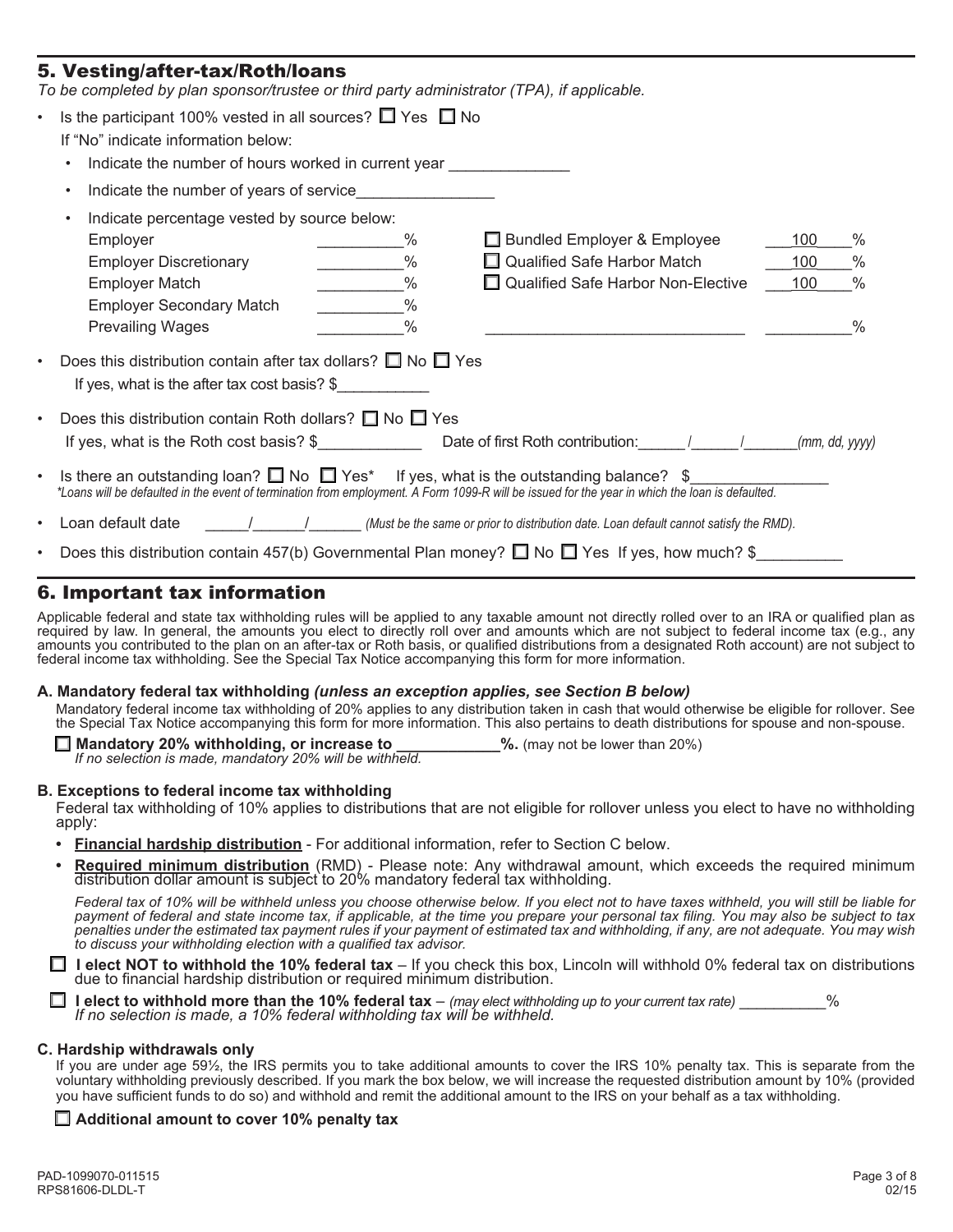## 5. Vesting/after-tax/Roth/loans

*To be completed by plan sponsor/trustee or third party administrator (TPA), if applicable.*

- Is the participant 100% vested in all sources? ☐ Yes ☐ No

  If "No" indicate information below:

  - Indicate the number of hours worked in current year ______________
  - Indicate the number of years of service________________
  - Indicate percentage vested by source below:

| | | | |
|---|---|---|---|
| Employer | __________% | ☐ Bundled Employer & Employee | ___100____% |
| Employer Discretionary | __________% | ☐ Qualified Safe Harbor Match | ___100____% |
| Employer Match | __________% | ☐ Qualified Safe Harbor Non-Elective | ___100____% |
| Employer Secondary Match | __________% | | |
| Prevailing Wages | __________% | ______________________________ | __________% |

- Does this distribution contain after tax dollars? ☐ No ☐ Yes

  If yes, what is the after tax cost basis? $___________

- Does this distribution contain Roth dollars? ☐ No ☐ Yes

  If yes, what is the Roth cost basis? $____________ Date of first Roth contribution:______/______/_______(mm, dd, yyyy)

- Is there an outstanding loan? ☐ No ☐ Yes* If yes, what is the outstanding balance? $________________

  *\*Loans will be defaulted in the event of termination from employment. A Form 1099-R will be issued for the year in which the loan is defaulted.*

- Loan default date ______/______/_______ *(Must be the same or prior to distribution date. Loan default cannot satisfy the RMD).*

- Does this distribution contain 457(b) Governmental Plan money? ☐ No ☐ Yes If yes, how much? $__________

## 6. Important tax information

Applicable federal and state tax withholding rules will be applied to any taxable amount not directly rolled over to an IRA or qualified plan as required by law. In general, the amounts you elect to directly roll over and amounts which are not subject to federal income tax (e.g., any amounts you contributed to the plan on an after-tax or Roth basis, or qualified distributions from a designated Roth account) are not subject to federal income tax withholding. See the Special Tax Notice accompanying this form for more information.

### A. Mandatory federal tax withholding *(unless an exception applies, see Section B below)*

Mandatory federal income tax withholding of 20% applies to any distribution taken in cash that would otherwise be eligible for rollover. See the Special Tax Notice accompanying this form for more information. This also pertains to death distributions for spouse and non-spouse.

☐ **Mandatory 20% withholding, or increase to ____________%.** (may not be lower than 20%)
*If no selection is made, mandatory 20% will be withheld.*

### B. Exceptions to federal income tax withholding

Federal tax withholding of 10% applies to distributions that are not eligible for rollover unless you elect to have no withholding apply:

- **Financial hardship distribution** - For additional information, refer to Section C below.
- **Required minimum distribution** (RMD) - Please note: Any withdrawal amount, which exceeds the required minimum distribution dollar amount is subject to 20% mandatory federal tax withholding.

*Federal tax of 10% will be withheld unless you choose otherwise below. If you elect not to have taxes withheld, you will still be liable for payment of federal and state income tax, if applicable, at the time you prepare your personal tax filing. You may also be subject to tax penalties under the estimated tax payment rules if your payment of estimated tax and withholding, if any, are not adequate. You may wish to discuss your withholding election with a qualified tax advisor.*

☐ **I elect NOT to withhold the 10% federal tax** – If you check this box, Lincoln will withhold 0% federal tax on distributions due to financial hardship distribution or required minimum distribution.

☐ **I elect to withhold more than the 10% federal tax** – *(may elect withholding up to your current tax rate)* ___________%
*If no selection is made, a 10% federal withholding tax will be withheld.*

### C. Hardship withdrawals only

If you are under age 59½, the IRS permits you to take additional amounts to cover the IRS 10% penalty tax. This is separate from the voluntary withholding previously described. If you mark the box below, we will increase the requested distribution amount by 10% (provided you have sufficient funds to do so) and withhold and remit the additional amount to the IRS on your behalf as a tax withholding.

☐ **Additional amount to cover 10% penalty tax**

PAD-1099070-011515
RPS81606-DLDL-T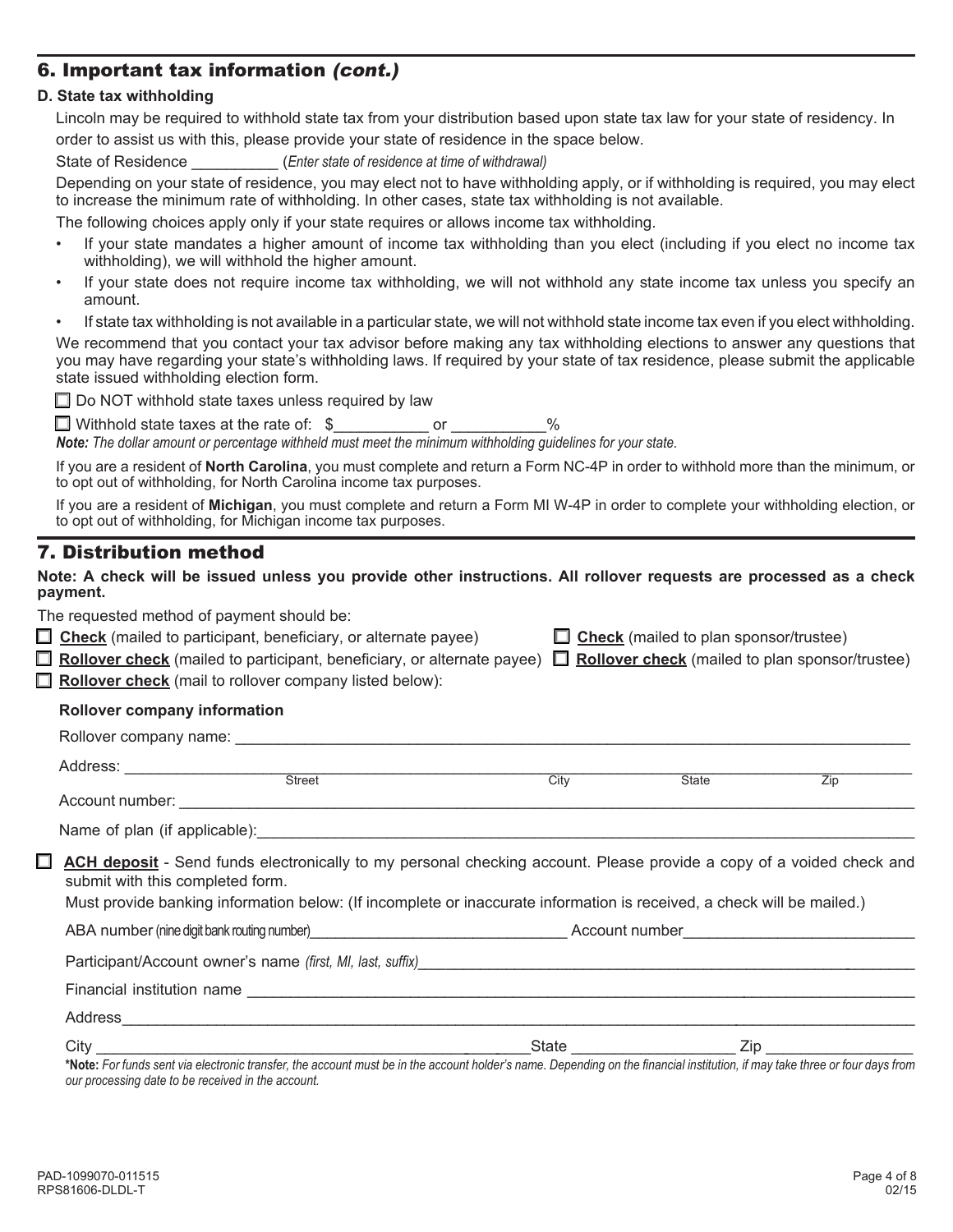## 6. Important tax information *(cont.)*

### D. State tax withholding

Lincoln may be required to withhold state tax from your distribution based upon state tax law for your state of residency. In order to assist us with this, please provide your state of residence in the space below.

State of Residence __________ (*Enter state of residence at time of withdrawal)*

Depending on your state of residence, you may elect not to have withholding apply, or if withholding is required, you may elect to increase the minimum rate of withholding. In other cases, state tax withholding is not available.

The following choices apply only if your state requires or allows income tax withholding.

- If your state mandates a higher amount of income tax withholding than you elect (including if you elect no income tax withholding), we will withhold the higher amount.
- If your state does not require income tax withholding, we will not withhold any state income tax unless you specify an amount.
- If state tax withholding is not available in a particular state, we will not withhold state income tax even if you elect withholding.

We recommend that you contact your tax advisor before making any tax withholding elections to answer any questions that you may have regarding your state's withholding laws. If required by your state of tax residence, please submit the applicable state issued withholding election form.

☐ Do NOT withhold state taxes unless required by law

☐ Withhold state taxes at the rate of: $___________ or ___________%

***Note:*** *The dollar amount or percentage withheld must meet the minimum withholding guidelines for your state.*

If you are a resident of **North Carolina**, you must complete and return a Form NC-4P in order to withhold more than the minimum, or to opt out of withholding, for North Carolina income tax purposes.

If you are a resident of **Michigan**, you must complete and return a Form MI W-4P in order to complete your withholding election, or to opt out of withholding, for Michigan income tax purposes.

## 7. Distribution method

**Note: A check will be issued unless you provide other instructions. All rollover requests are processed as a check payment.**

The requested method of payment should be:

☐ **Check** (mailed to participant, beneficiary, or alternate payee)

☐ **Check** (mailed to plan sponsor/trustee)

☐ **Rollover check** (mailed to participant, beneficiary, or alternate payee)

☐ **Rollover check** (mailed to plan sponsor/trustee)

☐ **Rollover check** (mail to rollover company listed below):

**Rollover company information**

Rollover company name: ____________________________________________

Address: ____________________________________________
Street City State Zip

Account number: ____________________________________________

Name of plan (if applicable): ____________________________________________

☐ **ACH deposit** - Send funds electronically to my personal checking account. Please provide a copy of a voided check and submit with this completed form.

Must provide banking information below: (If incomplete or inaccurate information is received, a check will be mailed.)

ABA number (nine digit bank routing number) ______________________ Account number ______________________

Participant/Account owner's name *(first, MI, last, suffix)* ____________________________________________

Financial institution name ____________________________________________

Address ____________________________________________

City ______________________ State ______________ Zip ______________

**\*Note:** *For funds sent via electronic transfer, the account must be in the account holder's name. Depending on the financial institution, if may take three or four days from our processing date to be received in the account.*

PAD-1099070-011515
RPS81606-DLDL-T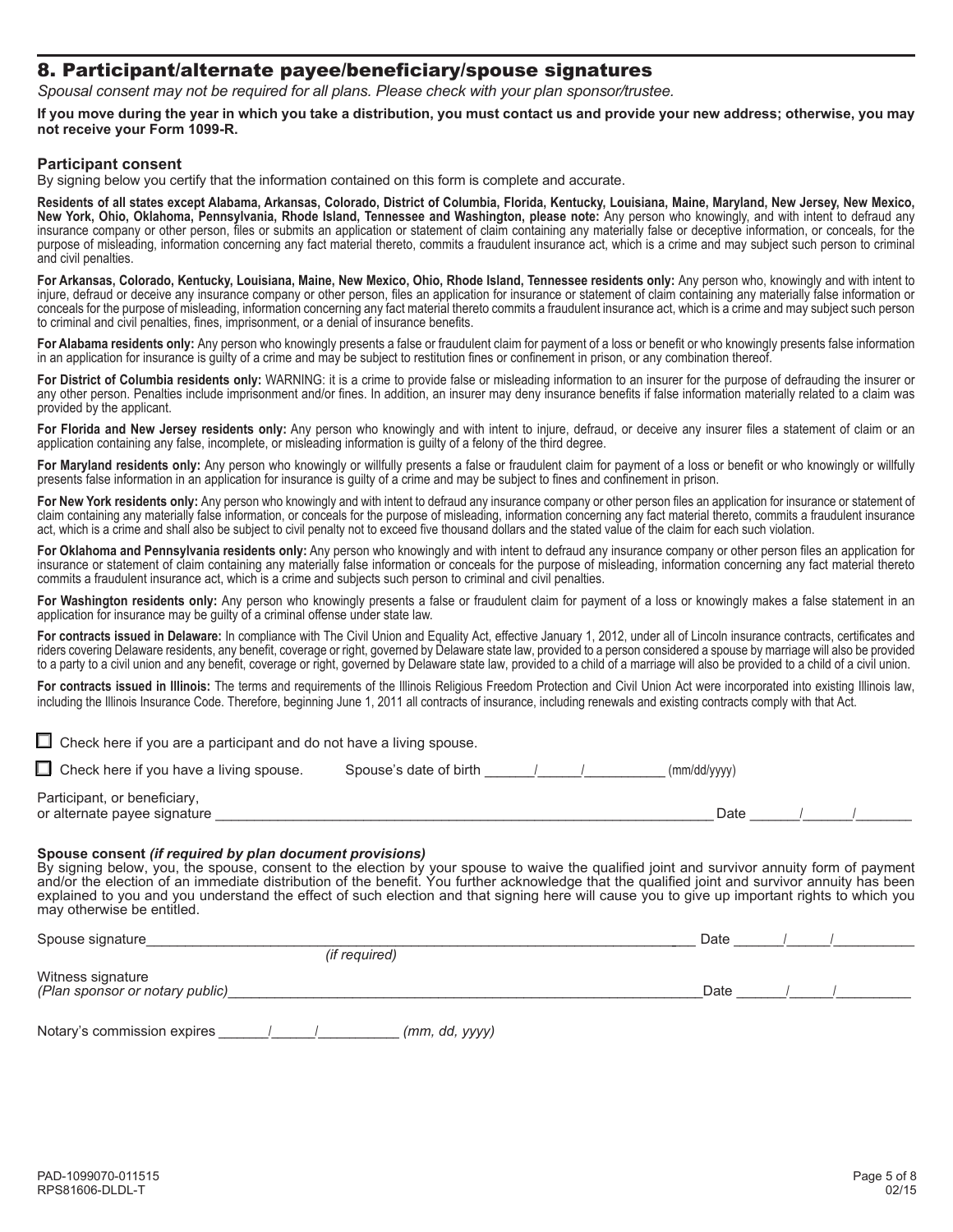## 8. Participant/alternate payee/beneficiary/spouse signatures

*Spousal consent may not be required for all plans. Please check with your plan sponsor/trustee.*

**If you move during the year in which you take a distribution, you must contact us and provide your new address; otherwise, you may not receive your Form 1099-R.**

### Participant consent

By signing below you certify that the information contained on this form is complete and accurate.

**Residents of all states except Alabama, Arkansas, Colorado, District of Columbia, Florida, Kentucky, Louisiana, Maine, Maryland, New Jersey, New Mexico, New York, Ohio, Oklahoma, Pennsylvania, Rhode Island, Tennessee and Washington, please note:** Any person who knowingly, and with intent to defraud any insurance company or other person, files or submits an application or statement of claim containing any materially false or deceptive information, or conceals, for the purpose of misleading, information concerning any fact material thereto, commits a fraudulent insurance act, which is a crime and may subject such person to criminal and civil penalties.

**For Arkansas, Colorado, Kentucky, Louisiana, Maine, New Mexico, Ohio, Rhode Island, Tennessee residents only:** Any person who, knowingly and with intent to injure, defraud or deceive any insurance company or other person, files an application for insurance or statement of claim containing any materially false information or conceals for the purpose of misleading, information concerning any fact material thereto commits a fraudulent insurance act, which is a crime and may subject such person to criminal and civil penalties, fines, imprisonment, or a denial of insurance benefits.

**For Alabama residents only:** Any person who knowingly presents a false or fraudulent claim for payment of a loss or benefit or who knowingly presents false information in an application for insurance is guilty of a crime and may be subject to restitution fines or confinement in prison, or any combination thereof.

**For District of Columbia residents only:** WARNING: it is a crime to provide false or misleading information to an insurer for the purpose of defrauding the insurer or any other person. Penalties include imprisonment and/or fines. In addition, an insurer may deny insurance benefits if false information materially related to a claim was provided by the applicant.

**For Florida and New Jersey residents only:** Any person who knowingly and with intent to injure, defraud, or deceive any insurer files a statement of claim or an application containing any false, incomplete, or misleading information is guilty of a felony of the third degree.

**For Maryland residents only:** Any person who knowingly or willfully presents a false or fraudulent claim for payment of a loss or benefit or who knowingly or willfully presents false information in an application for insurance is guilty of a crime and may be subject to fines and confinement in prison.

**For New York residents only:** Any person who knowingly and with intent to defraud any insurance company or other person files an application for insurance or statement of claim containing any materially false information, or conceals for the purpose of misleading, information concerning any fact material thereto, commits a fraudulent insurance act, which is a crime and shall also be subject to civil penalty not to exceed five thousand dollars and the stated value of the claim for each such violation.

**For Oklahoma and Pennsylvania residents only:** Any person who knowingly and with intent to defraud any insurance company or other person files an application for insurance or statement of claim containing any materially false information or conceals for the purpose of misleading, information concerning any fact material thereto commits a fraudulent insurance act, which is a crime and subjects such person to criminal and civil penalties.

**For Washington residents only:** Any person who knowingly presents a false or fraudulent claim for payment of a loss or knowingly makes a false statement in an application for insurance may be guilty of a criminal offense under state law.

**For contracts issued in Delaware:** In compliance with The Civil Union and Equality Act, effective January 1, 2012, under all of Lincoln insurance contracts, certificates and riders covering Delaware residents, any benefit, coverage or right, governed by Delaware state law, provided to a person considered a spouse by marriage will also be provided to a party to a civil union and any benefit, coverage or right, governed by Delaware state law, provided to a child of a marriage will also be provided to a child of a civil union.

**For contracts issued in Illinois:** The terms and requirements of the Illinois Religious Freedom Protection and Civil Union Act were incorporated into existing Illinois law, including the Illinois Insurance Code. Therefore, beginning June 1, 2011 all contracts of insurance, including renewals and existing contracts comply with that Act.

☐ Check here if you are a participant and do not have a living spouse.

☐ Check here if you have a living spouse. Spouse's date of birth ______/______/__________ (mm/dd/yyyy)

Participant, or beneficiary, or alternate payee signature ________________________________________ Date ______/______/_______

### Spouse consent *(if required by plan document provisions)*

By signing below, you, the spouse, consent to the election by your spouse to waive the qualified joint and survivor annuity form of payment and/or the election of an immediate distribution of the benefit. You further acknowledge that the qualified joint and survivor annuity has been explained to you and you understand the effect of such election and that signing here will cause you to give up important rights to which you may otherwise be entitled.

Spouse signature ________________________________________ Date ______/______/__________
*(if required)*

Witness signature *(Plan sponsor or notary public)* ________________________________________ Date ______/______/__________

Notary's commission expires ______/______/__________ *(mm, dd, yyyy)*

PAD-1099070-011515
RPS81606-DLDL-T
02/15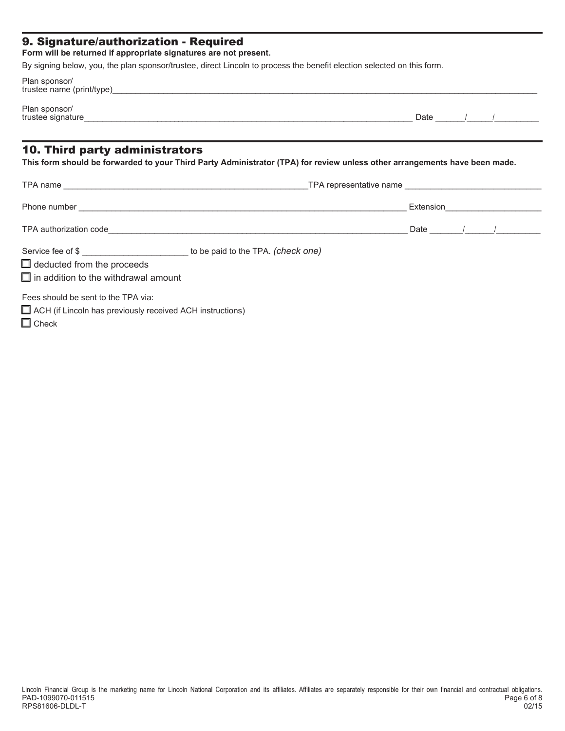## 9. Signature/authorization - Required

**Form will be returned if appropriate signatures are not present.**

By signing below, you, the plan sponsor/trustee, direct Lincoln to process the benefit election selected on this form.

Plan sponsor/ trustee name (print/type)____________________________________________

Plan sponsor/ trustee signature____________________________________________ Date ______/_____/_________

## 10. Third party administrators

**This form should be forwarded to your Third Party Administrator (TPA) for review unless other arrangements have been made.**

TPA name ______________________________ TPA representative name ______________________________

Phone number ____________________________________________ Extension____________________

TPA authorization code____________________________________________ Date _______/______/_________

Service fee of $ ______________________ to be paid to the TPA. *(check one)*

☐ deducted from the proceeds

☐ in addition to the withdrawal amount

Fees should be sent to the TPA via:

☐ ACH (if Lincoln has previously received ACH instructions)

☐ Check

Lincoln Financial Group is the marketing name for Lincoln National Corporation and its affiliates. Affiliates are separately responsible for their own financial and contractual obligations.
PAD-1099070-011515
RPS81606-DLDL-T
02/15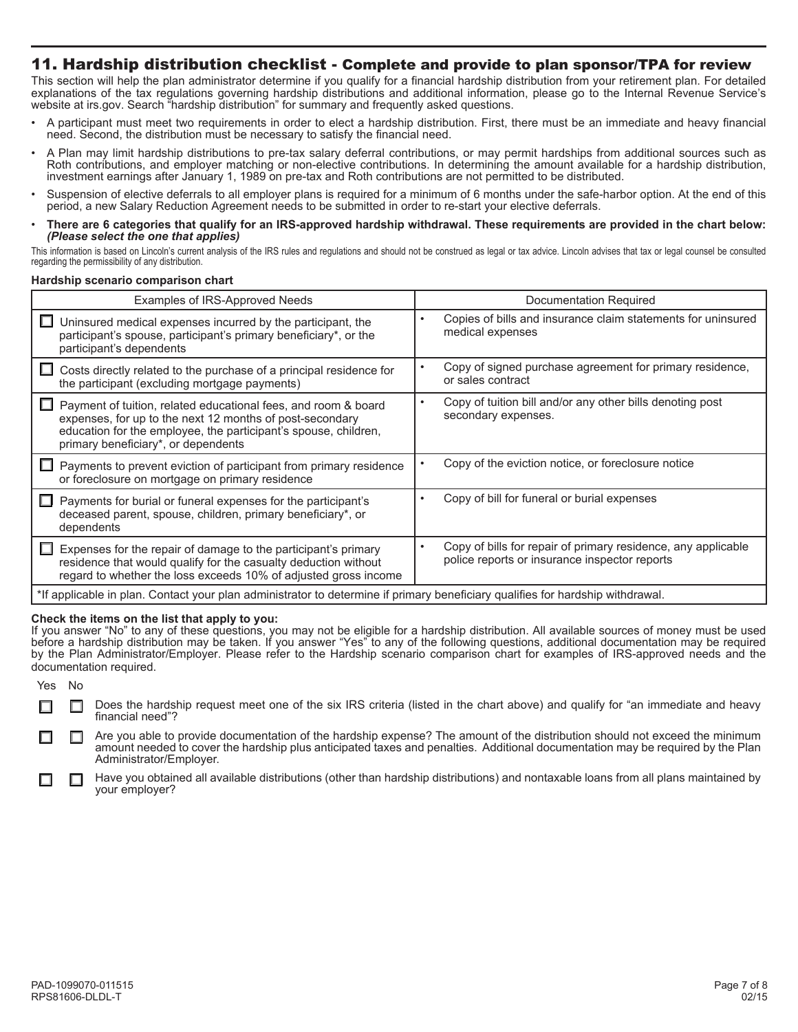## 11. Hardship distribution checklist - Complete and provide to plan sponsor/TPA for review

This section will help the plan administrator determine if you qualify for a financial hardship distribution from your retirement plan. For detailed explanations of the tax regulations governing hardship distributions and additional information, please go to the Internal Revenue Service's website at irs.gov. Search "hardship distribution" for summary and frequently asked questions.

- A participant must meet two requirements in order to elect a hardship distribution. First, there must be an immediate and heavy financial need. Second, the distribution must be necessary to satisfy the financial need.
- A Plan may limit hardship distributions to pre-tax salary deferral contributions, or may permit hardships from additional sources such as Roth contributions, and employer matching or non-elective contributions. In determining the amount available for a hardship distribution, investment earnings after January 1, 1989 on pre-tax and Roth contributions are not permitted to be distributed.
- Suspension of elective deferrals to all employer plans is required for a minimum of 6 months under the safe-harbor option. At the end of this period, a new Salary Reduction Agreement needs to be submitted in order to re-start your elective deferrals.
- **There are 6 categories that qualify for an IRS-approved hardship withdrawal. These requirements are provided in the chart below:** ***(Please select the one that applies)***

This information is based on Lincoln's current analysis of the IRS rules and regulations and should not be construed as legal or tax advice. Lincoln advises that tax or legal counsel be consulted regarding the permissibility of any distribution.

**Hardship scenario comparison chart**

| Examples of IRS-Approved Needs | Documentation Required |
|---|---|
| ☐ Uninsured medical expenses incurred by the participant, the participant's spouse, participant's primary beneficiary*, or the participant's dependents | • Copies of bills and insurance claim statements for uninsured medical expenses |
| ☐ Costs directly related to the purchase of a principal residence for the participant (excluding mortgage payments) | • Copy of signed purchase agreement for primary residence, or sales contract |
| ☐ Payment of tuition, related educational fees, and room & board expenses, for up to the next 12 months of post-secondary education for the employee, the participant's spouse, children, primary beneficiary*, or dependents | • Copy of tuition bill and/or any other bills denoting post secondary expenses. |
| ☐ Payments to prevent eviction of participant from primary residence or foreclosure on mortgage on primary residence | • Copy of the eviction notice, or foreclosure notice |
| ☐ Payments for burial or funeral expenses for the participant's deceased parent, spouse, children, primary beneficiary*, or dependents | • Copy of bill for funeral or burial expenses |
| ☐ Expenses for the repair of damage to the participant's primary residence that would qualify for the casualty deduction without regard to whether the loss exceeds 10% of adjusted gross income | • Copy of bills for repair of primary residence, any applicable police reports or insurance inspector reports |
| *If applicable in plan. Contact your plan administrator to determine if primary beneficiary qualifies for hardship withdrawal. | |

**Check the items on the list that apply to you:**

If you answer "No" to any of these questions, you may not be eligible for a hardship distribution. All available sources of money must be used before a hardship distribution may be taken. If you answer "Yes" to any of the following questions, additional documentation may be required by the Plan Administrator/Employer. Please refer to the Hardship scenario comparison chart for examples of IRS-approved needs and the documentation required.

| Yes | No | |
|---|---|---|
| ☐ | ☐ | Does the hardship request meet one of the six IRS criteria (listed in the chart above) and qualify for "an immediate and heavy financial need"? |
| ☐ | ☐ | Are you able to provide documentation of the hardship expense? The amount of the distribution should not exceed the minimum amount needed to cover the hardship plus anticipated taxes and penalties. Additional documentation may be required by the Plan Administrator/Employer. |
| ☐ | ☐ | Have you obtained all available distributions (other than hardship distributions) and nontaxable loans from all plans maintained by your employer? |

PAD-1099070-011515
RPS81606-DLDL-T

02/15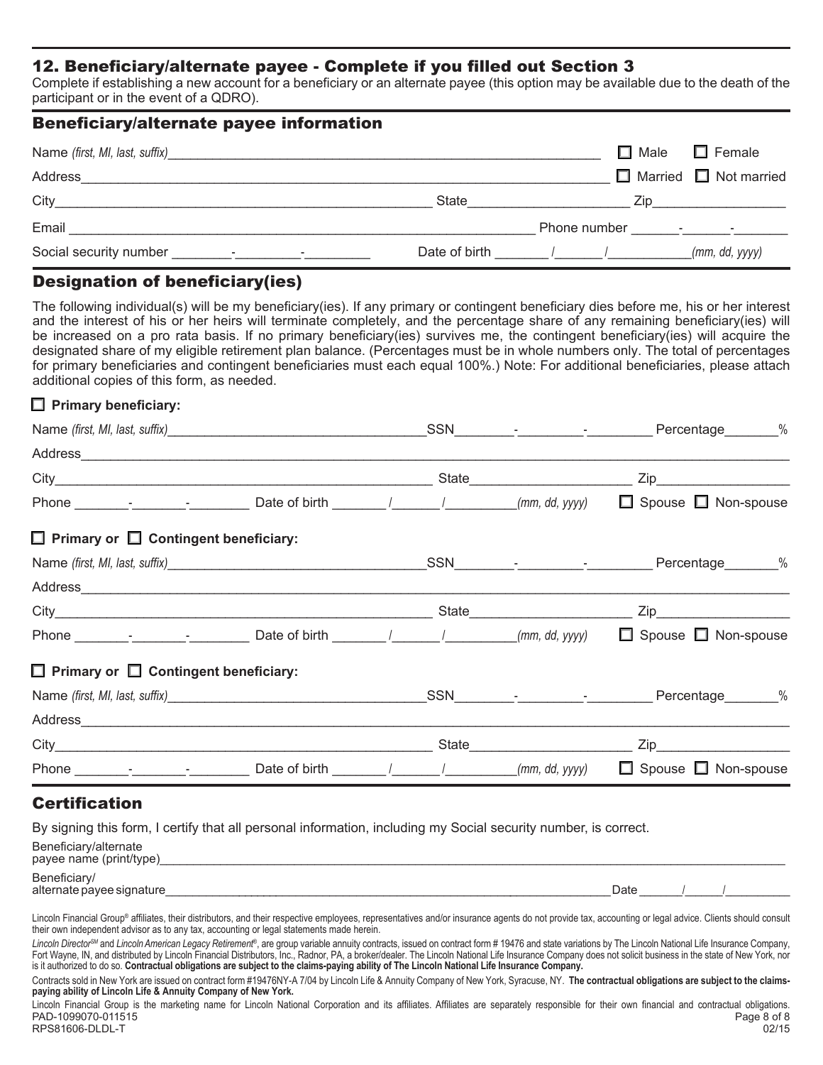## 12. Beneficiary/alternate payee - Complete if you filled out Section 3

Complete if establishing a new account for a beneficiary or an alternate payee (this option may be available due to the death of the participant or in the event of a QDRO).

### Beneficiary/alternate payee information

Name *(first, MI, last, suffix)*_______________________________________________ ☐ Male ☐ Female

Address_______________________________________________ ☐ Married ☐ Not married

City_______________________________ State_______________ Zip_______________

Email _______________________________ Phone number ______-______-______

Social security number ________-________-________ Date of birth ______/______/__________*(mm, dd, yyyy)*

### Designation of beneficiary(ies)

The following individual(s) will be my beneficiary(ies). If any primary or contingent beneficiary dies before me, his or her interest and the interest of his or her heirs will terminate completely, and the percentage share of any remaining beneficiary(ies) will be increased on a pro rata basis. If no primary beneficiary(ies) survives me, the contingent beneficiary(ies) will acquire the designated share of my eligible retirement plan balance. (Percentages must be in whole numbers only. The total of percentages for primary beneficiaries and contingent beneficiaries must each equal 100%.) Note: For additional beneficiaries, please attach additional copies of this form, as needed.

☐ **Primary beneficiary:**

Name *(first, MI, last, suffix)*_______________________ SSN________-________-________ Percentage_______%

Address_______________________________________________

City_______________________________ State_______________ Zip_______________

Phone _______-_______-________ Date of birth _______/______/_________*(mm, dd, yyyy)* ☐ Spouse ☐ Non-spouse

☐ **Primary or** ☐ **Contingent beneficiary:**

Name *(first, MI, last, suffix)*_______________________ SSN________-________-________ Percentage_______%

Address_______________________________________________

City_______________________________ State_______________ Zip_______________

Phone _______-_______-________ Date of birth _______/______/_________*(mm, dd, yyyy)* ☐ Spouse ☐ Non-spouse

☐ **Primary or** ☐ **Contingent beneficiary:**

Name *(first, MI, last, suffix)*_______________________ SSN________-________-________ Percentage_______%

Address_______________________________________________

City_______________________________ State_______________ Zip_______________

Phone _______-_______-________ Date of birth _______/______/_________*(mm, dd, yyyy)* ☐ Spouse ☐ Non-spouse

### Certification

By signing this form, I certify that all personal information, including my Social security number, is correct.

Beneficiary/alternate payee name (print/type)_______________________________________________

Beneficiary/alternate payee signature_______________________________________________ Date ______/_____/_________

Lincoln Financial Group® affiliates, their distributors, and their respective employees, representatives and/or insurance agents do not provide tax, accounting or legal advice. Clients should consult their own independent advisor as to any tax, accounting or legal statements made herein.

*Lincoln Director*SM and *Lincoln American Legacy Retirement*®, are group variable annuity contracts, issued on contract form # 19476 and state variations by The Lincoln National Life Insurance Company, Fort Wayne, IN, and distributed by Lincoln Financial Distributors, Inc., Radnor, PA, a broker/dealer. The Lincoln National Life Insurance Company does not solicit business in the state of New York, nor is it authorized to do so. **Contractual obligations are subject to the claims-paying ability of The Lincoln National Life Insurance Company.**

Contracts sold in New York are issued on contract form #19476NY-A 7/04 by Lincoln Life & Annuity Company of New York, Syracuse, NY. **The contractual obligations are subject to the claims-paying ability of Lincoln Life & Annuity Company of New York.**

Lincoln Financial Group is the marketing name for Lincoln National Corporation and its affiliates. Affiliates are separately responsible for their own financial and contractual obligations.

PAD-1099070-011515
RPS81606-DLDL-T
02/15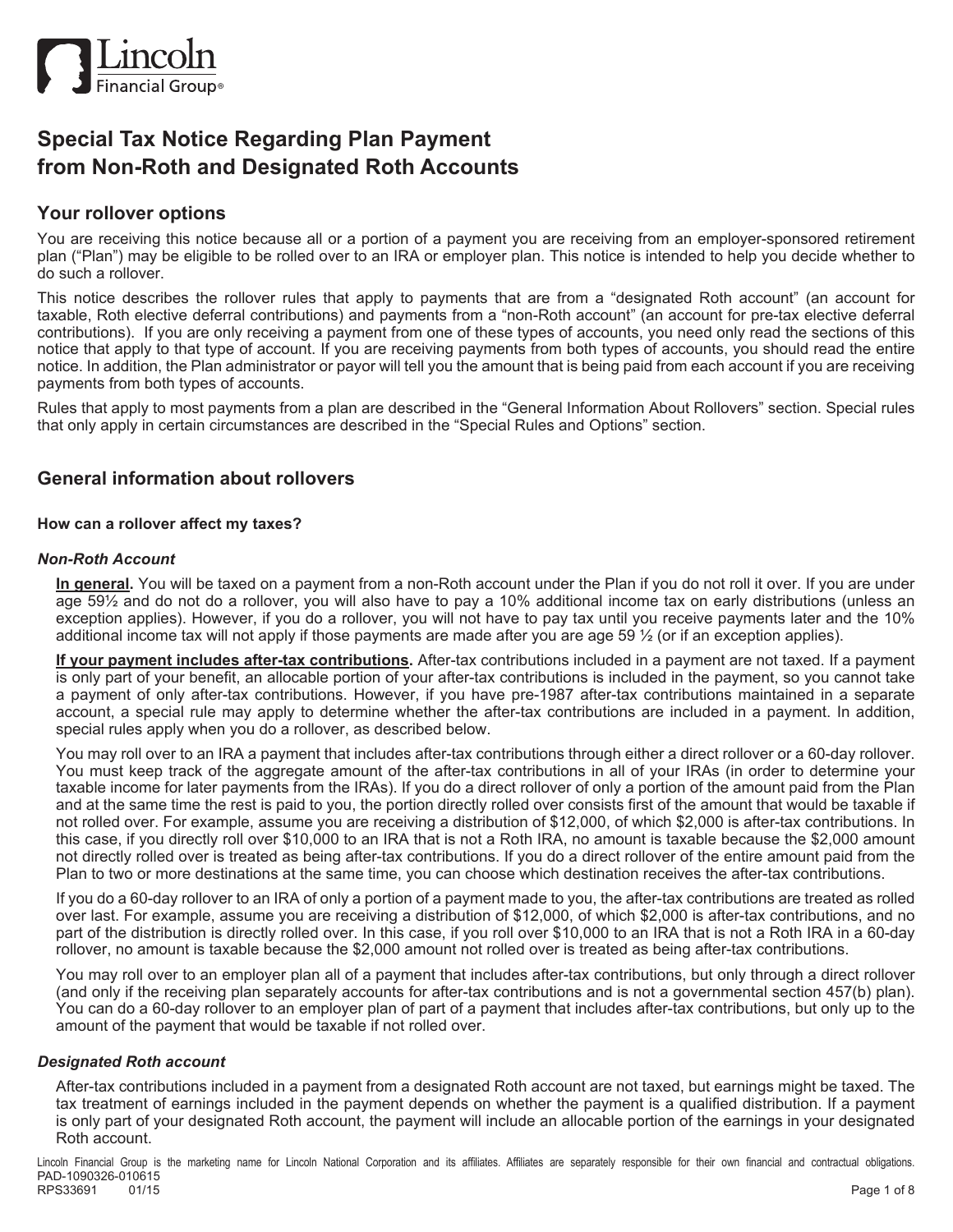# Special Tax Notice Regarding Plan Payment from Non-Roth and Designated Roth Accounts

## Your rollover options

You are receiving this notice because all or a portion of a payment you are receiving from an employer-sponsored retirement plan ("Plan") may be eligible to be rolled over to an IRA or employer plan. This notice is intended to help you decide whether to do such a rollover.

This notice describes the rollover rules that apply to payments that are from a "designated Roth account" (an account for taxable, Roth elective deferral contributions) and payments from a "non-Roth account" (an account for pre-tax elective deferral contributions). If you are only receiving a payment from one of these types of accounts, you need only read the sections of this notice that apply to that type of account. If you are receiving payments from both types of accounts, you should read the entire notice. In addition, the Plan administrator or payor will tell you the amount that is being paid from each account if you are receiving payments from both types of accounts.

Rules that apply to most payments from a plan are described in the "General Information About Rollovers" section. Special rules that only apply in certain circumstances are described in the "Special Rules and Options" section.

## General information about rollovers

### How can a rollover affect my taxes?

#### *Non-Roth Account*

**In general.** You will be taxed on a payment from a non-Roth account under the Plan if you do not roll it over. If you are under age 59½ and do not do a rollover, you will also have to pay a 10% additional income tax on early distributions (unless an exception applies). However, if you do a rollover, you will not have to pay tax until you receive payments later and the 10% additional income tax will not apply if those payments are made after you are age 59 ½ (or if an exception applies).

**If your payment includes after-tax contributions.** After-tax contributions included in a payment are not taxed. If a payment is only part of your benefit, an allocable portion of your after-tax contributions is included in the payment, so you cannot take a payment of only after-tax contributions. However, if you have pre-1987 after-tax contributions maintained in a separate account, a special rule may apply to determine whether the after-tax contributions are included in a payment. In addition, special rules apply when you do a rollover, as described below.

You may roll over to an IRA a payment that includes after-tax contributions through either a direct rollover or a 60-day rollover. You must keep track of the aggregate amount of the after-tax contributions in all of your IRAs (in order to determine your taxable income for later payments from the IRAs). If you do a direct rollover of only a portion of the amount paid from the Plan and at the same time the rest is paid to you, the portion directly rolled over consists first of the amount that would be taxable if not rolled over. For example, assume you are receiving a distribution of $12,000, of which $2,000 is after-tax contributions. In this case, if you directly roll over $10,000 to an IRA that is not a Roth IRA, no amount is taxable because the $2,000 amount not directly rolled over is treated as being after-tax contributions. If you do a direct rollover of the entire amount paid from the Plan to two or more destinations at the same time, you can choose which destination receives the after-tax contributions.

If you do a 60-day rollover to an IRA of only a portion of a payment made to you, the after-tax contributions are treated as rolled over last. For example, assume you are receiving a distribution of $12,000, of which $2,000 is after-tax contributions, and no part of the distribution is directly rolled over. In this case, if you roll over $10,000 to an IRA that is not a Roth IRA in a 60-day rollover, no amount is taxable because the $2,000 amount not rolled over is treated as being after-tax contributions.

You may roll over to an employer plan all of a payment that includes after-tax contributions, but only through a direct rollover (and only if the receiving plan separately accounts for after-tax contributions and is not a governmental section 457(b) plan). You can do a 60-day rollover to an employer plan of part of a payment that includes after-tax contributions, but only up to the amount of the payment that would be taxable if not rolled over.

#### *Designated Roth account*

After-tax contributions included in a payment from a designated Roth account are not taxed, but earnings might be taxed. The tax treatment of earnings included in the payment depends on whether the payment is a qualified distribution. If a payment is only part of your designated Roth account, the payment will include an allocable portion of the earnings in your designated Roth account.

Lincoln Financial Group is the marketing name for Lincoln National Corporation and its affiliates. Affiliates are separately responsible for their own financial and contractual obligations.
PAD-1090326-010615
RPS33691 01/15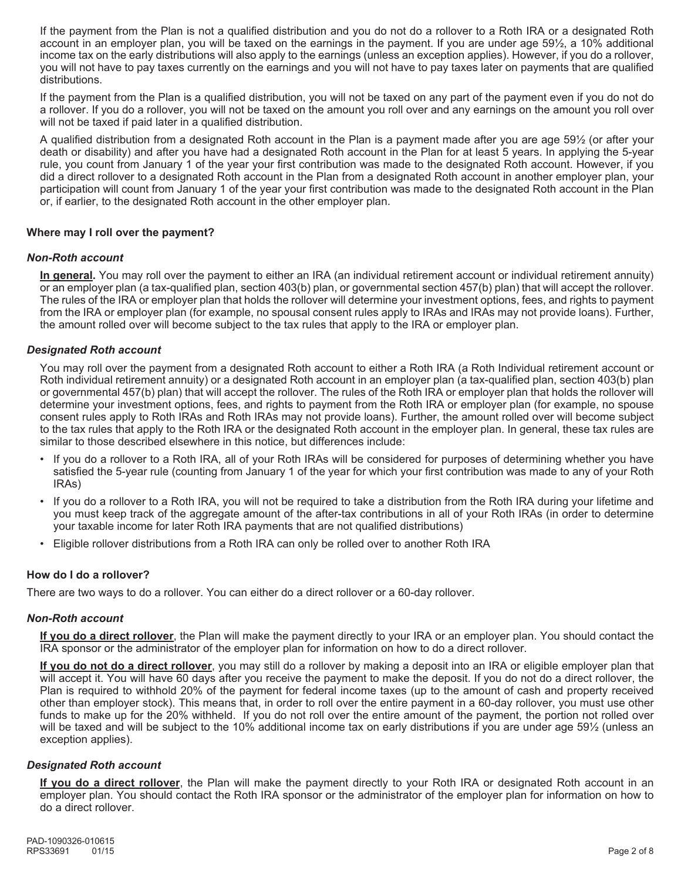If the payment from the Plan is not a qualified distribution and you do not do a rollover to a Roth IRA or a designated Roth account in an employer plan, you will be taxed on the earnings in the payment. If you are under age 59½, a 10% additional income tax on the early distributions will also apply to the earnings (unless an exception applies). However, if you do a rollover, you will not have to pay taxes currently on the earnings and you will not have to pay taxes later on payments that are qualified distributions.

If the payment from the Plan is a qualified distribution, you will not be taxed on any part of the payment even if you do not do a rollover. If you do a rollover, you will not be taxed on the amount you roll over and any earnings on the amount you roll over will not be taxed if paid later in a qualified distribution.

A qualified distribution from a designated Roth account in the Plan is a payment made after you are age 59½ (or after your death or disability) and after you have had a designated Roth account in the Plan for at least 5 years. In applying the 5-year rule, you count from January 1 of the year your first contribution was made to the designated Roth account. However, if you did a direct rollover to a designated Roth account in the Plan from a designated Roth account in another employer plan, your participation will count from January 1 of the year your first contribution was made to the designated Roth account in the Plan or, if earlier, to the designated Roth account in the other employer plan.

**Where may I roll over the payment?**

***Non-Roth account***

**<u>In general</u>.** You may roll over the payment to either an IRA (an individual retirement account or individual retirement annuity) or an employer plan (a tax-qualified plan, section 403(b) plan, or governmental section 457(b) plan) that will accept the rollover. The rules of the IRA or employer plan that holds the rollover will determine your investment options, fees, and rights to payment from the IRA or employer plan (for example, no spousal consent rules apply to IRAs and IRAs may not provide loans). Further, the amount rolled over will become subject to the tax rules that apply to the IRA or employer plan.

***Designated Roth account***

You may roll over the payment from a designated Roth account to either a Roth IRA (a Roth Individual retirement account or Roth individual retirement annuity) or a designated Roth account in an employer plan (a tax-qualified plan, section 403(b) plan or governmental 457(b) plan) that will accept the rollover. The rules of the Roth IRA or employer plan that holds the rollover will determine your investment options, fees, and rights to payment from the Roth IRA or employer plan (for example, no spouse consent rules apply to Roth IRAs and Roth IRAs may not provide loans). Further, the amount rolled over will become subject to the tax rules that apply to the Roth IRA or the designated Roth account in the employer plan. In general, these tax rules are similar to those described elsewhere in this notice, but differences include:

- If you do a rollover to a Roth IRA, all of your Roth IRAs will be considered for purposes of determining whether you have satisfied the 5-year rule (counting from January 1 of the year for which your first contribution was made to any of your Roth IRAs)
- If you do a rollover to a Roth IRA, you will not be required to take a distribution from the Roth IRA during your lifetime and you must keep track of the aggregate amount of the after-tax contributions in all of your Roth IRAs (in order to determine your taxable income for later Roth IRA payments that are not qualified distributions)
- Eligible rollover distributions from a Roth IRA can only be rolled over to another Roth IRA

**How do I do a rollover?**

There are two ways to do a rollover. You can either do a direct rollover or a 60-day rollover.

***Non-Roth account***

**<u>If you do a direct rollover</u>**, the Plan will make the payment directly to your IRA or an employer plan. You should contact the IRA sponsor or the administrator of the employer plan for information on how to do a direct rollover.

**<u>If you do not do a direct rollover</u>**, you may still do a rollover by making a deposit into an IRA or eligible employer plan that will accept it. You will have 60 days after you receive the payment to make the deposit. If you do not do a direct rollover, the Plan is required to withhold 20% of the payment for federal income taxes (up to the amount of cash and property received other than employer stock). This means that, in order to roll over the entire payment in a 60-day rollover, you must use other funds to make up for the 20% withheld. If you do not roll over the entire amount of the payment, the portion not rolled over will be taxed and will be subject to the 10% additional income tax on early distributions if you are under age 59½ (unless an exception applies).

***Designated Roth account***

**<u>If you do a direct rollover</u>**, the Plan will make the payment directly to your Roth IRA or designated Roth account in an employer plan. You should contact the Roth IRA sponsor or the administrator of the employer plan for information on how to do a direct rollover.

PAD-1090326-010615
RPS33691 01/15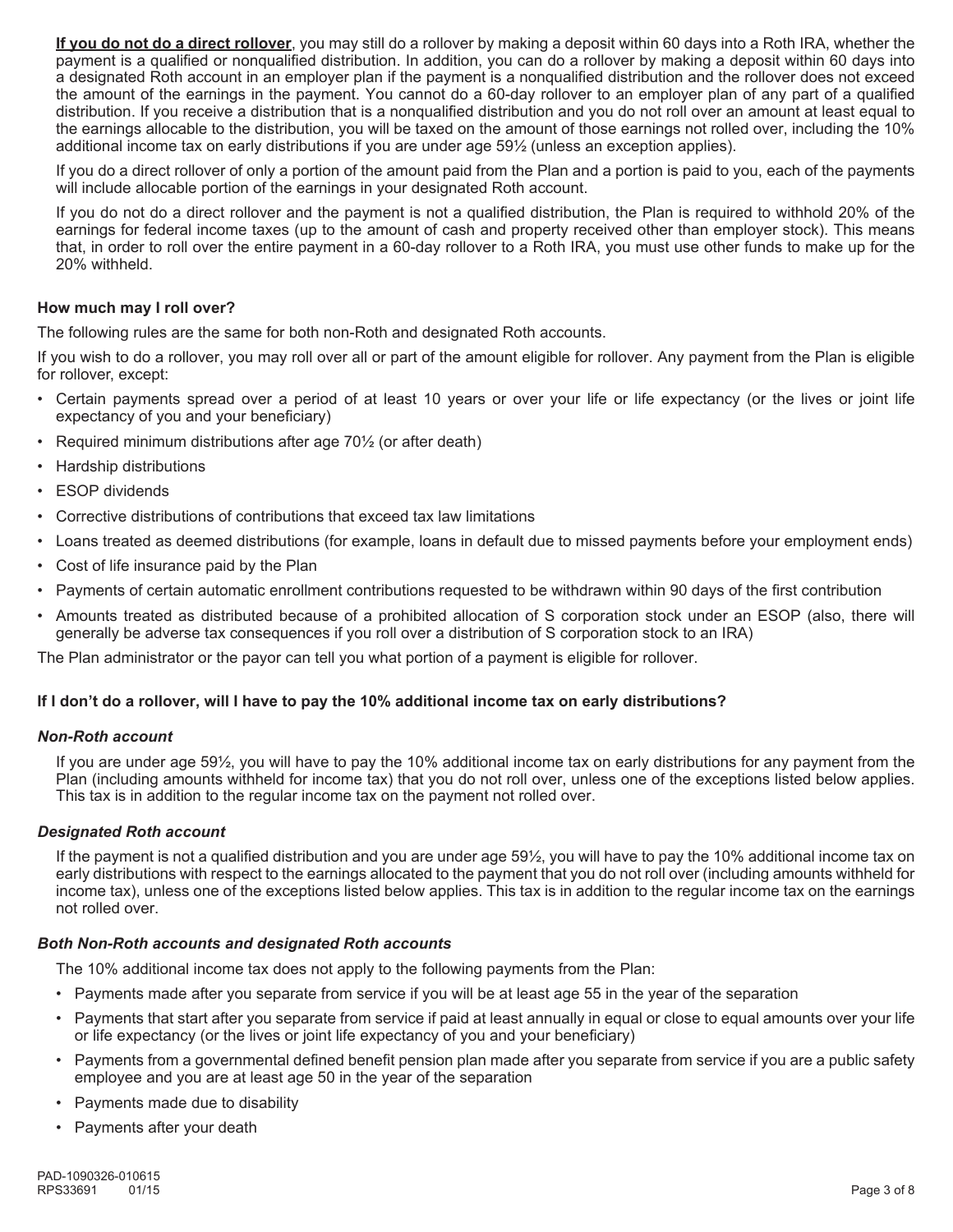**If you do not do a direct rollover**, you may still do a rollover by making a deposit within 60 days into a Roth IRA, whether the payment is a qualified or nonqualified distribution. In addition, you can do a rollover by making a deposit within 60 days into a designated Roth account in an employer plan if the payment is a nonqualified distribution and the rollover does not exceed the amount of the earnings in the payment. You cannot do a 60-day rollover to an employer plan of any part of a qualified distribution. If you receive a distribution that is a nonqualified distribution and you do not roll over an amount at least equal to the earnings allocable to the distribution, you will be taxed on the amount of those earnings not rolled over, including the 10% additional income tax on early distributions if you are under age 59½ (unless an exception applies).

If you do a direct rollover of only a portion of the amount paid from the Plan and a portion is paid to you, each of the payments will include allocable portion of the earnings in your designated Roth account.

If you do not do a direct rollover and the payment is not a qualified distribution, the Plan is required to withhold 20% of the earnings for federal income taxes (up to the amount of cash and property received other than employer stock). This means that, in order to roll over the entire payment in a 60-day rollover to a Roth IRA, you must use other funds to make up for the 20% withheld.

### How much may I roll over?

The following rules are the same for both non-Roth and designated Roth accounts.

If you wish to do a rollover, you may roll over all or part of the amount eligible for rollover. Any payment from the Plan is eligible for rollover, except:

- Certain payments spread over a period of at least 10 years or over your life or life expectancy (or the lives or joint life expectancy of you and your beneficiary)
- Required minimum distributions after age 70½ (or after death)
- Hardship distributions
- ESOP dividends
- Corrective distributions of contributions that exceed tax law limitations
- Loans treated as deemed distributions (for example, loans in default due to missed payments before your employment ends)
- Cost of life insurance paid by the Plan
- Payments of certain automatic enrollment contributions requested to be withdrawn within 90 days of the first contribution
- Amounts treated as distributed because of a prohibited allocation of S corporation stock under an ESOP (also, there will generally be adverse tax consequences if you roll over a distribution of S corporation stock to an IRA)

The Plan administrator or the payor can tell you what portion of a payment is eligible for rollover.

### If I don't do a rollover, will I have to pay the 10% additional income tax on early distributions?

#### *Non-Roth account*

If you are under age 59½, you will have to pay the 10% additional income tax on early distributions for any payment from the Plan (including amounts withheld for income tax) that you do not roll over, unless one of the exceptions listed below applies. This tax is in addition to the regular income tax on the payment not rolled over.

#### *Designated Roth account*

If the payment is not a qualified distribution and you are under age 59½, you will have to pay the 10% additional income tax on early distributions with respect to the earnings allocated to the payment that you do not roll over (including amounts withheld for income tax), unless one of the exceptions listed below applies. This tax is in addition to the regular income tax on the earnings not rolled over.

#### *Both Non-Roth accounts and designated Roth accounts*

The 10% additional income tax does not apply to the following payments from the Plan:

- Payments made after you separate from service if you will be at least age 55 in the year of the separation
- Payments that start after you separate from service if paid at least annually in equal or close to equal amounts over your life or life expectancy (or the lives or joint life expectancy of you and your beneficiary)
- Payments from a governmental defined benefit pension plan made after you separate from service if you are a public safety employee and you are at least age 50 in the year of the separation
- Payments made due to disability
- Payments after your death

PAD-1090326-010615
RPS33691 01/15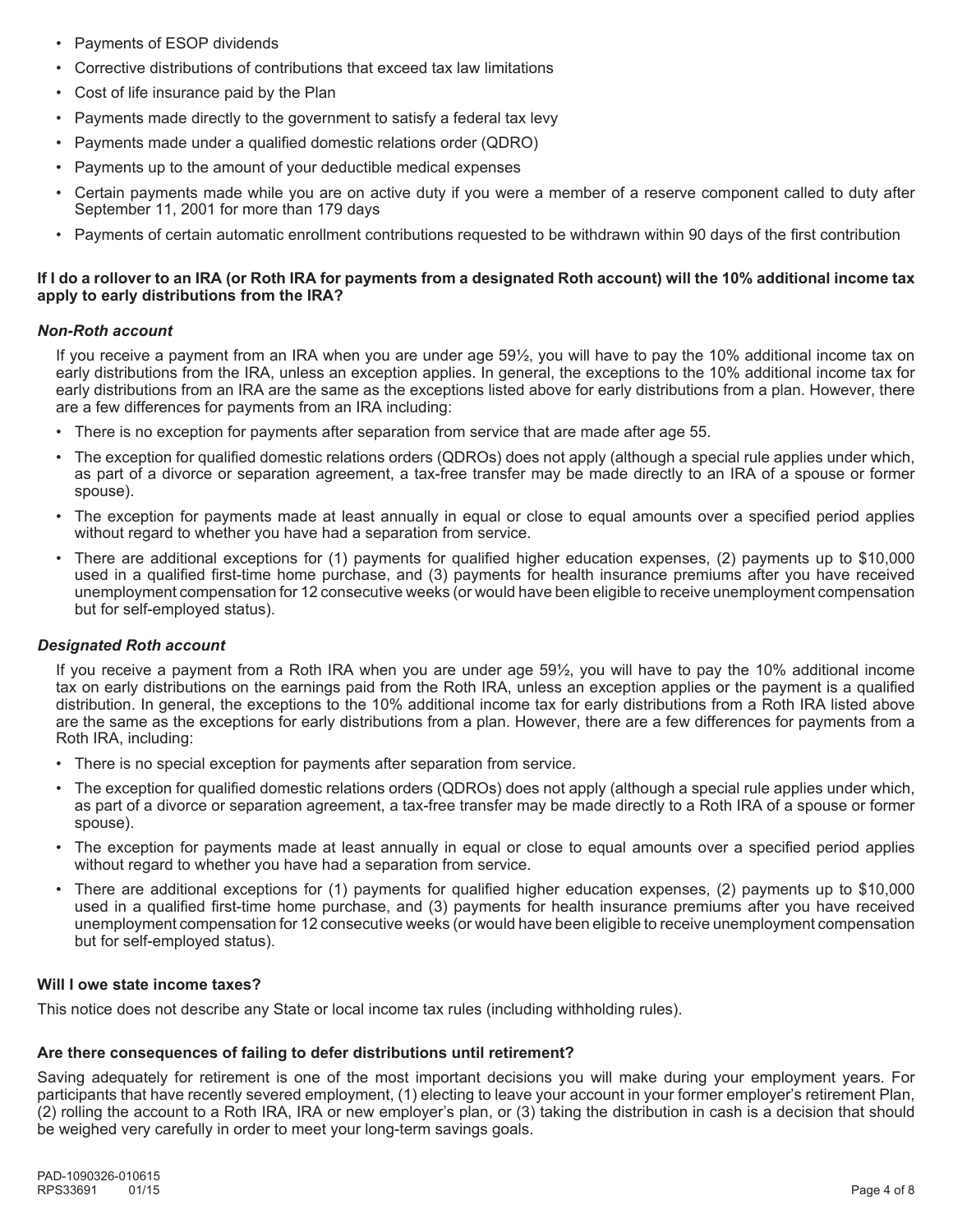- Payments of ESOP dividends
- Corrective distributions of contributions that exceed tax law limitations
- Cost of life insurance paid by the Plan
- Payments made directly to the government to satisfy a federal tax levy
- Payments made under a qualified domestic relations order (QDRO)
- Payments up to the amount of your deductible medical expenses
- Certain payments made while you are on active duty if you were a member of a reserve component called to duty after September 11, 2001 for more than 179 days
- Payments of certain automatic enrollment contributions requested to be withdrawn within 90 days of the first contribution

**If I do a rollover to an IRA (or Roth IRA for payments from a designated Roth account) will the 10% additional income tax apply to early distributions from the IRA?**

***Non-Roth account***

If you receive a payment from an IRA when you are under age 59½, you will have to pay the 10% additional income tax on early distributions from the IRA, unless an exception applies. In general, the exceptions to the 10% additional income tax for early distributions from an IRA are the same as the exceptions listed above for early distributions from a plan. However, there are a few differences for payments from an IRA including:

- There is no exception for payments after separation from service that are made after age 55.
- The exception for qualified domestic relations orders (QDROs) does not apply (although a special rule applies under which, as part of a divorce or separation agreement, a tax-free transfer may be made directly to an IRA of a spouse or former spouse).
- The exception for payments made at least annually in equal or close to equal amounts over a specified period applies without regard to whether you have had a separation from service.
- There are additional exceptions for (1) payments for qualified higher education expenses, (2) payments up to $10,000 used in a qualified first-time home purchase, and (3) payments for health insurance premiums after you have received unemployment compensation for 12 consecutive weeks (or would have been eligible to receive unemployment compensation but for self-employed status).

***Designated Roth account***

If you receive a payment from a Roth IRA when you are under age 59½, you will have to pay the 10% additional income tax on early distributions on the earnings paid from the Roth IRA, unless an exception applies or the payment is a qualified distribution. In general, the exceptions to the 10% additional income tax for early distributions from a Roth IRA listed above are the same as the exceptions for early distributions from a plan. However, there are a few differences for payments from a Roth IRA, including:

- There is no special exception for payments after separation from service.
- The exception for qualified domestic relations orders (QDROs) does not apply (although a special rule applies under which, as part of a divorce or separation agreement, a tax-free transfer may be made directly to a Roth IRA of a spouse or former spouse).
- The exception for payments made at least annually in equal or close to equal amounts over a specified period applies without regard to whether you have had a separation from service.
- There are additional exceptions for (1) payments for qualified higher education expenses, (2) payments up to $10,000 used in a qualified first-time home purchase, and (3) payments for health insurance premiums after you have received unemployment compensation for 12 consecutive weeks (or would have been eligible to receive unemployment compensation but for self-employed status).

**Will I owe state income taxes?**

This notice does not describe any State or local income tax rules (including withholding rules).

**Are there consequences of failing to defer distributions until retirement?**

Saving adequately for retirement is one of the most important decisions you will make during your employment years. For participants that have recently severed employment, (1) electing to leave your account in your former employer's retirement Plan, (2) rolling the account to a Roth IRA, IRA or new employer's plan, or (3) taking the distribution in cash is a decision that should be weighed very carefully in order to meet your long-term savings goals.

PAD-1090326-010615
RPS33691 01/15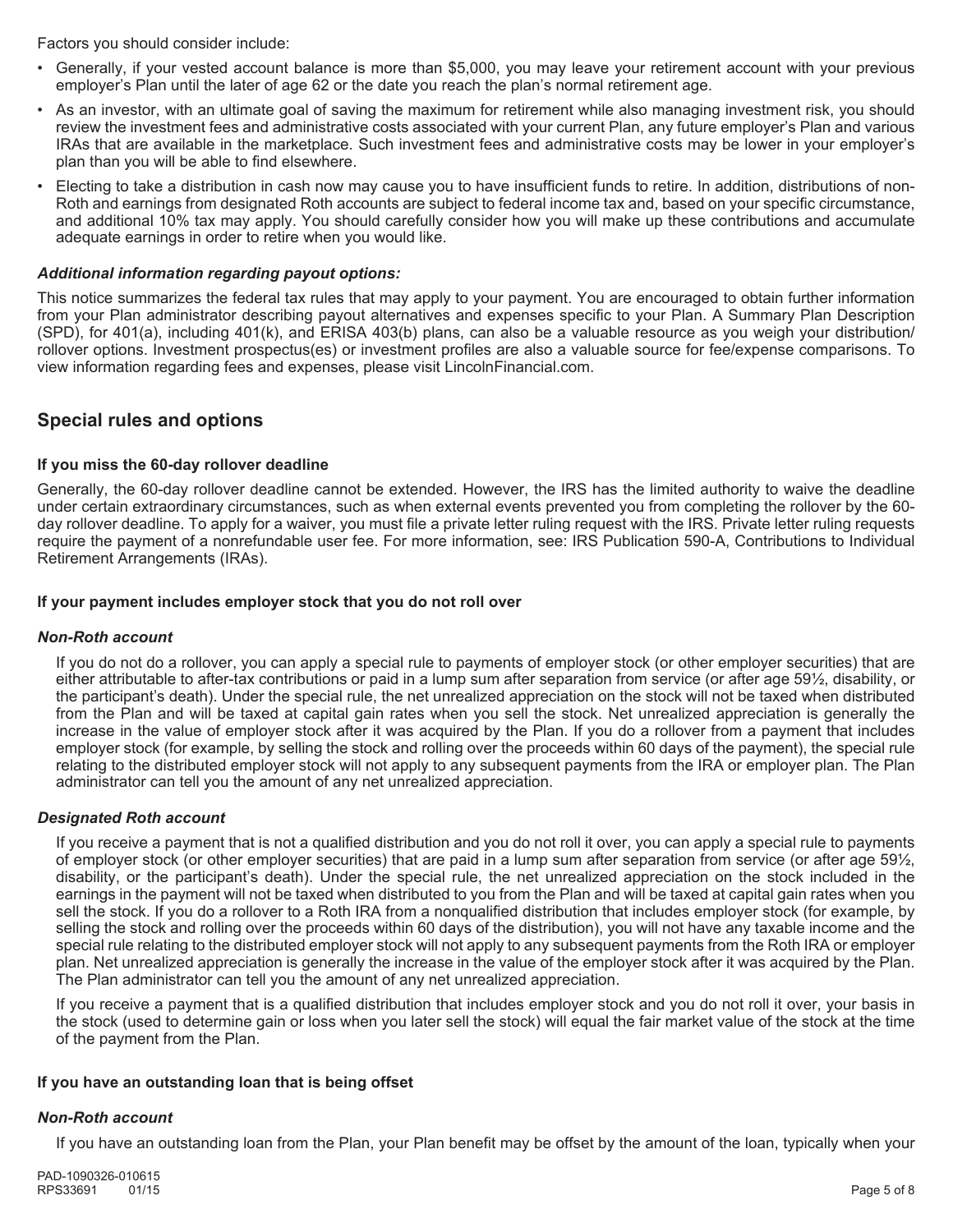Factors you should consider include:

- Generally, if your vested account balance is more than $5,000, you may leave your retirement account with your previous employer's Plan until the later of age 62 or the date you reach the plan's normal retirement age.
- As an investor, with an ultimate goal of saving the maximum for retirement while also managing investment risk, you should review the investment fees and administrative costs associated with your current Plan, any future employer's Plan and various IRAs that are available in the marketplace. Such investment fees and administrative costs may be lower in your employer's plan than you will be able to find elsewhere.
- Electing to take a distribution in cash now may cause you to have insufficient funds to retire. In addition, distributions of non-Roth and earnings from designated Roth accounts are subject to federal income tax and, based on your specific circumstance, and additional 10% tax may apply. You should carefully consider how you will make up these contributions and accumulate adequate earnings in order to retire when you would like.

***Additional information regarding payout options:***

This notice summarizes the federal tax rules that may apply to your payment. You are encouraged to obtain further information from your Plan administrator describing payout alternatives and expenses specific to your Plan. A Summary Plan Description (SPD), for 401(a), including 401(k), and ERISA 403(b) plans, can also be a valuable resource as you weigh your distribution/rollover options. Investment prospectus(es) or investment profiles are also a valuable source for fee/expense comparisons. To view information regarding fees and expenses, please visit LincolnFinancial.com.

## Special rules and options

### If you miss the 60-day rollover deadline

Generally, the 60-day rollover deadline cannot be extended. However, the IRS has the limited authority to waive the deadline under certain extraordinary circumstances, such as when external events prevented you from completing the rollover by the 60-day rollover deadline. To apply for a waiver, you must file a private letter ruling request with the IRS. Private letter ruling requests require the payment of a nonrefundable user fee. For more information, see: IRS Publication 590-A, Contributions to Individual Retirement Arrangements (IRAs).

### If your payment includes employer stock that you do not roll over

***Non-Roth account***

If you do not do a rollover, you can apply a special rule to payments of employer stock (or other employer securities) that are either attributable to after-tax contributions or paid in a lump sum after separation from service (or after age 59½, disability, or the participant's death). Under the special rule, the net unrealized appreciation on the stock will not be taxed when distributed from the Plan and will be taxed at capital gain rates when you sell the stock. Net unrealized appreciation is generally the increase in the value of employer stock after it was acquired by the Plan. If you do a rollover from a payment that includes employer stock (for example, by selling the stock and rolling over the proceeds within 60 days of the payment), the special rule relating to the distributed employer stock will not apply to any subsequent payments from the IRA or employer plan. The Plan administrator can tell you the amount of any net unrealized appreciation.

***Designated Roth account***

If you receive a payment that is not a qualified distribution and you do not roll it over, you can apply a special rule to payments of employer stock (or other employer securities) that are paid in a lump sum after separation from service (or after age 59½, disability, or the participant's death). Under the special rule, the net unrealized appreciation on the stock included in the earnings in the payment will not be taxed when distributed to you from the Plan and will be taxed at capital gain rates when you sell the stock. If you do a rollover to a Roth IRA from a nonqualified distribution that includes employer stock (for example, by selling the stock and rolling over the proceeds within 60 days of the distribution), you will not have any taxable income and the special rule relating to the distributed employer stock will not apply to any subsequent payments from the Roth IRA or employer plan. Net unrealized appreciation is generally the increase in the value of the employer stock after it was acquired by the Plan. The Plan administrator can tell you the amount of any net unrealized appreciation.

If you receive a payment that is a qualified distribution that includes employer stock and you do not roll it over, your basis in the stock (used to determine gain or loss when you later sell the stock) will equal the fair market value of the stock at the time of the payment from the Plan.

### If you have an outstanding loan that is being offset

***Non-Roth account***

If you have an outstanding loan from the Plan, your Plan benefit may be offset by the amount of the loan, typically when your

PAD-1090326-010615
RPS33691 01/15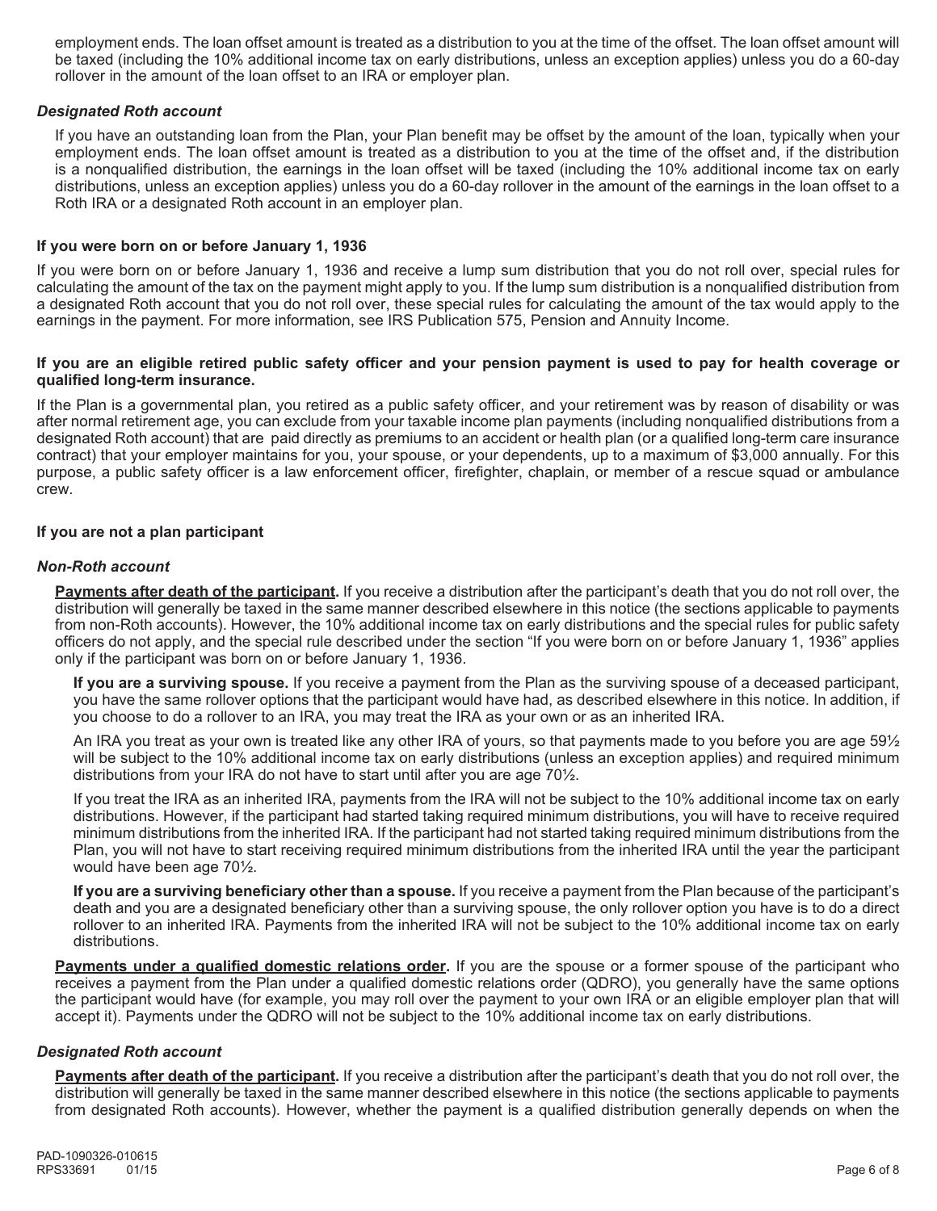employment ends. The loan offset amount is treated as a distribution to you at the time of the offset. The loan offset amount will be taxed (including the 10% additional income tax on early distributions, unless an exception applies) unless you do a 60-day rollover in the amount of the loan offset to an IRA or employer plan.

### *Designated Roth account*

If you have an outstanding loan from the Plan, your Plan benefit may be offset by the amount of the loan, typically when your employment ends. The loan offset amount is treated as a distribution to you at the time of the offset and, if the distribution is a nonqualified distribution, the earnings in the loan offset will be taxed (including the 10% additional income tax on early distributions, unless an exception applies) unless you do a 60-day rollover in the amount of the earnings in the loan offset to a Roth IRA or a designated Roth account in an employer plan.

### If you were born on or before January 1, 1936

If you were born on or before January 1, 1936 and receive a lump sum distribution that you do not roll over, special rules for calculating the amount of the tax on the payment might apply to you. If the lump sum distribution is a nonqualified distribution from a designated Roth account that you do not roll over, these special rules for calculating the amount of the tax would apply to the earnings in the payment. For more information, see IRS Publication 575, Pension and Annuity Income.

### If you are an eligible retired public safety officer and your pension payment is used to pay for health coverage or qualified long-term insurance.

If the Plan is a governmental plan, you retired as a public safety officer, and your retirement was by reason of disability or was after normal retirement age, you can exclude from your taxable income plan payments (including nonqualified distributions from a designated Roth account) that are paid directly as premiums to an accident or health plan (or a qualified long-term care insurance contract) that your employer maintains for you, your spouse, or your dependents, up to a maximum of $3,000 annually. For this purpose, a public safety officer is a law enforcement officer, firefighter, chaplain, or member of a rescue squad or ambulance crew.

### If you are not a plan participant

### *Non-Roth account*

**Payments after death of the participant.** If you receive a distribution after the participant's death that you do not roll over, the distribution will generally be taxed in the same manner described elsewhere in this notice (the sections applicable to payments from non-Roth accounts). However, the 10% additional income tax on early distributions and the special rules for public safety officers do not apply, and the special rule described under the section "If you were born on or before January 1, 1936" applies only if the participant was born on or before January 1, 1936.

**If you are a surviving spouse.** If you receive a payment from the Plan as the surviving spouse of a deceased participant, you have the same rollover options that the participant would have had, as described elsewhere in this notice. In addition, if you choose to do a rollover to an IRA, you may treat the IRA as your own or as an inherited IRA.

An IRA you treat as your own is treated like any other IRA of yours, so that payments made to you before you are age 59½ will be subject to the 10% additional income tax on early distributions (unless an exception applies) and required minimum distributions from your IRA do not have to start until after you are age 70½.

If you treat the IRA as an inherited IRA, payments from the IRA will not be subject to the 10% additional income tax on early distributions. However, if the participant had started taking required minimum distributions, you will have to receive required minimum distributions from the inherited IRA. If the participant had not started taking required minimum distributions from the Plan, you will not have to start receiving required minimum distributions from the inherited IRA until the year the participant would have been age 70½.

**If you are a surviving beneficiary other than a spouse.** If you receive a payment from the Plan because of the participant's death and you are a designated beneficiary other than a surviving spouse, the only rollover option you have is to do a direct rollover to an inherited IRA. Payments from the inherited IRA will not be subject to the 10% additional income tax on early distributions.

**Payments under a qualified domestic relations order.** If you are the spouse or a former spouse of the participant who receives a payment from the Plan under a qualified domestic relations order (QDRO), you generally have the same options the participant would have (for example, you may roll over the payment to your own IRA or an eligible employer plan that will accept it). Payments under the QDRO will not be subject to the 10% additional income tax on early distributions.

### *Designated Roth account*

**Payments after death of the participant.** If you receive a distribution after the participant's death that you do not roll over, the distribution will generally be taxed in the same manner described elsewhere in this notice (the sections applicable to payments from designated Roth accounts). However, whether the payment is a qualified distribution generally depends on when the

PAD-1090326-010615
RPS33691 01/15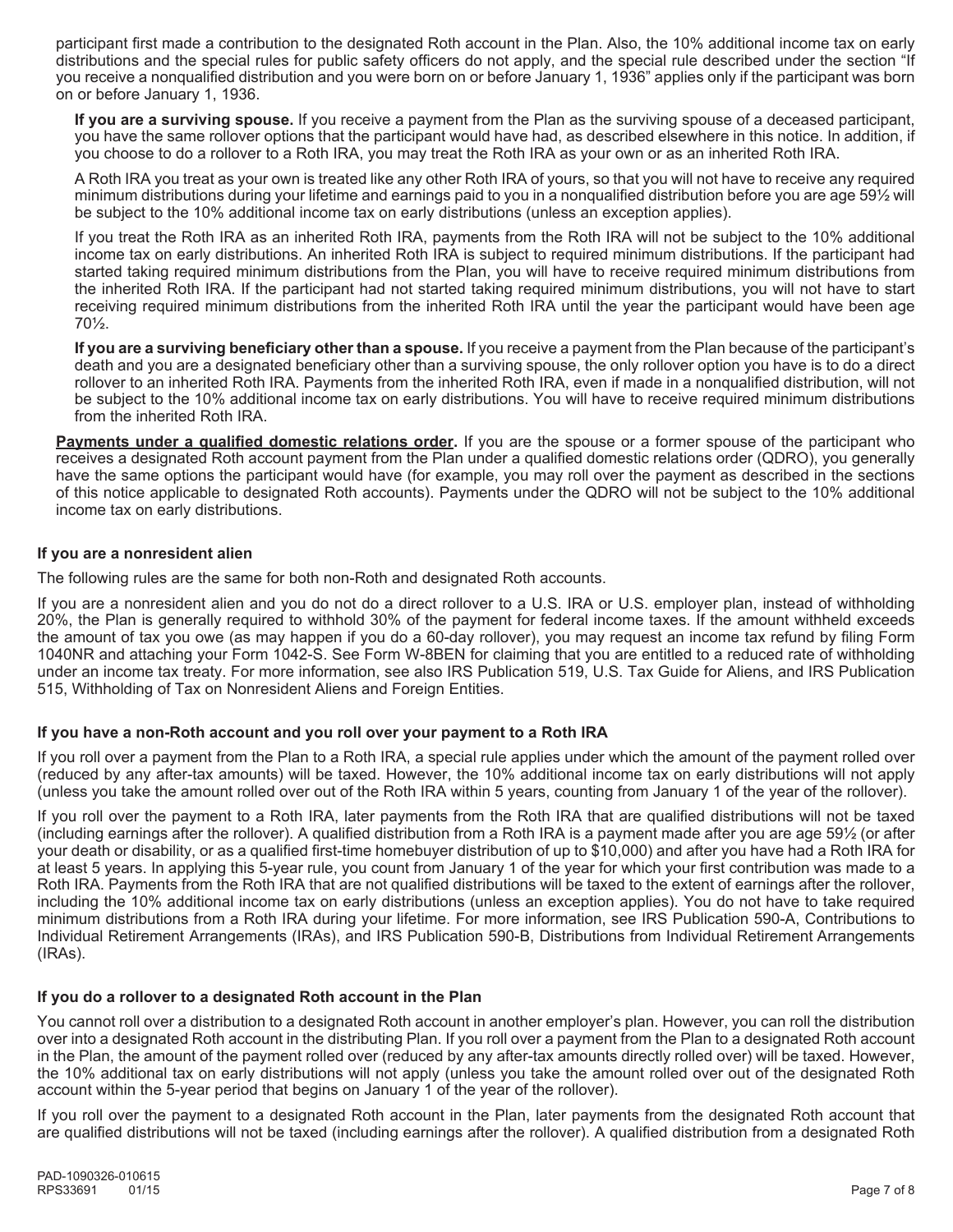participant first made a contribution to the designated Roth account in the Plan. Also, the 10% additional income tax on early distributions and the special rules for public safety officers do not apply, and the special rule described under the section "If you receive a nonqualified distribution and you were born on or before January 1, 1936" applies only if the participant was born on or before January 1, 1936.

**If you are a surviving spouse.** If you receive a payment from the Plan as the surviving spouse of a deceased participant, you have the same rollover options that the participant would have had, as described elsewhere in this notice. In addition, if you choose to do a rollover to a Roth IRA, you may treat the Roth IRA as your own or as an inherited Roth IRA.

A Roth IRA you treat as your own is treated like any other Roth IRA of yours, so that you will not have to receive any required minimum distributions during your lifetime and earnings paid to you in a nonqualified distribution before you are age 59½ will be subject to the 10% additional income tax on early distributions (unless an exception applies).

If you treat the Roth IRA as an inherited Roth IRA, payments from the Roth IRA will not be subject to the 10% additional income tax on early distributions. An inherited Roth IRA is subject to required minimum distributions. If the participant had started taking required minimum distributions from the Plan, you will have to receive required minimum distributions from the inherited Roth IRA. If the participant had not started taking required minimum distributions, you will not have to start receiving required minimum distributions from the inherited Roth IRA until the year the participant would have been age 70½.

**If you are a surviving beneficiary other than a spouse.** If you receive a payment from the Plan because of the participant's death and you are a designated beneficiary other than a surviving spouse, the only rollover option you have is to do a direct rollover to an inherited Roth IRA. Payments from the inherited Roth IRA, even if made in a nonqualified distribution, will not be subject to the 10% additional income tax on early distributions. You will have to receive required minimum distributions from the inherited Roth IRA.

**Payments under a qualified domestic relations order.** If you are the spouse or a former spouse of the participant who receives a designated Roth account payment from the Plan under a qualified domestic relations order (QDRO), you generally have the same options the participant would have (for example, you may roll over the payment as described in the sections of this notice applicable to designated Roth accounts). Payments under the QDRO will not be subject to the 10% additional income tax on early distributions.

### If you are a nonresident alien

The following rules are the same for both non-Roth and designated Roth accounts.

If you are a nonresident alien and you do not do a direct rollover to a U.S. IRA or U.S. employer plan, instead of withholding 20%, the Plan is generally required to withhold 30% of the payment for federal income taxes. If the amount withheld exceeds the amount of tax you owe (as may happen if you do a 60-day rollover), you may request an income tax refund by filing Form 1040NR and attaching your Form 1042-S. See Form W-8BEN for claiming that you are entitled to a reduced rate of withholding under an income tax treaty. For more information, see also IRS Publication 519, U.S. Tax Guide for Aliens, and IRS Publication 515, Withholding of Tax on Nonresident Aliens and Foreign Entities.

### If you have a non-Roth account and you roll over your payment to a Roth IRA

If you roll over a payment from the Plan to a Roth IRA, a special rule applies under which the amount of the payment rolled over (reduced by any after-tax amounts) will be taxed. However, the 10% additional income tax on early distributions will not apply (unless you take the amount rolled over out of the Roth IRA within 5 years, counting from January 1 of the year of the rollover).

If you roll over the payment to a Roth IRA, later payments from the Roth IRA that are qualified distributions will not be taxed (including earnings after the rollover). A qualified distribution from a Roth IRA is a payment made after you are age 59½ (or after your death or disability, or as a qualified first-time homebuyer distribution of up to $10,000) and after you have had a Roth IRA for at least 5 years. In applying this 5-year rule, you count from January 1 of the year for which your first contribution was made to a Roth IRA. Payments from the Roth IRA that are not qualified distributions will be taxed to the extent of earnings after the rollover, including the 10% additional income tax on early distributions (unless an exception applies). You do not have to take required minimum distributions from a Roth IRA during your lifetime. For more information, see IRS Publication 590-A, Contributions to Individual Retirement Arrangements (IRAs), and IRS Publication 590-B, Distributions from Individual Retirement Arrangements (IRAs).

### If you do a rollover to a designated Roth account in the Plan

You cannot roll over a distribution to a designated Roth account in another employer's plan. However, you can roll the distribution over into a designated Roth account in the distributing Plan. If you roll over a payment from the Plan to a designated Roth account in the Plan, the amount of the payment rolled over (reduced by any after-tax amounts directly rolled over) will be taxed. However, the 10% additional tax on early distributions will not apply (unless you take the amount rolled over out of the designated Roth account within the 5-year period that begins on January 1 of the year of the rollover).

If you roll over the payment to a designated Roth account in the Plan, later payments from the designated Roth account that are qualified distributions will not be taxed (including earnings after the rollover). A qualified distribution from a designated Roth

PAD-1090326-010615
RPS33691 01/15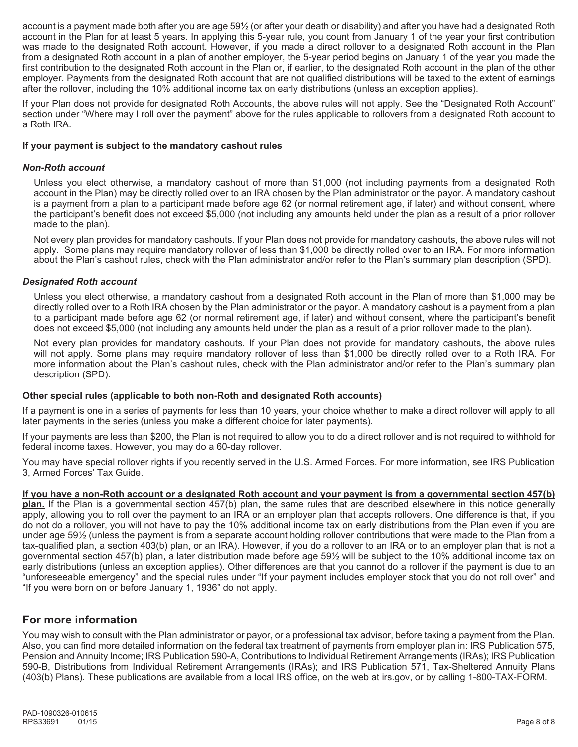account is a payment made both after you are age 59½ (or after your death or disability) and after you have had a designated Roth account in the Plan for at least 5 years. In applying this 5-year rule, you count from January 1 of the year your first contribution was made to the designated Roth account. However, if you made a direct rollover to a designated Roth account in the Plan from a designated Roth account in a plan of another employer, the 5-year period begins on January 1 of the year you made the first contribution to the designated Roth account in the Plan or, if earlier, to the designated Roth account in the plan of the other employer. Payments from the designated Roth account that are not qualified distributions will be taxed to the extent of earnings after the rollover, including the 10% additional income tax on early distributions (unless an exception applies).

If your Plan does not provide for designated Roth Accounts, the above rules will not apply. See the "Designated Roth Account" section under "Where may I roll over the payment" above for the rules applicable to rollovers from a designated Roth account to a Roth IRA.

**If your payment is subject to the mandatory cashout rules**

***Non-Roth account***

Unless you elect otherwise, a mandatory cashout of more than $1,000 (not including payments from a designated Roth account in the Plan) may be directly rolled over to an IRA chosen by the Plan administrator or the payor. A mandatory cashout is a payment from a plan to a participant made before age 62 (or normal retirement age, if later) and without consent, where the participant's benefit does not exceed $5,000 (not including any amounts held under the plan as a result of a prior rollover made to the plan).

Not every plan provides for mandatory cashouts. If your Plan does not provide for mandatory cashouts, the above rules will not apply. Some plans may require mandatory rollover of less than $1,000 be directly rolled over to an IRA. For more information about the Plan's cashout rules, check with the Plan administrator and/or refer to the Plan's summary plan description (SPD).

***Designated Roth account***

Unless you elect otherwise, a mandatory cashout from a designated Roth account in the Plan of more than $1,000 may be directly rolled over to a Roth IRA chosen by the Plan administrator or the payor. A mandatory cashout is a payment from a plan to a participant made before age 62 (or normal retirement age, if later) and without consent, where the participant's benefit does not exceed $5,000 (not including any amounts held under the plan as a result of a prior rollover made to the plan).

Not every plan provides for mandatory cashouts. If your Plan does not provide for mandatory cashouts, the above rules will not apply. Some plans may require mandatory rollover of less than $1,000 be directly rolled over to a Roth IRA. For more information about the Plan's cashout rules, check with the Plan administrator and/or refer to the Plan's summary plan description (SPD).

**Other special rules (applicable to both non-Roth and designated Roth accounts)**

If a payment is one in a series of payments for less than 10 years, your choice whether to make a direct rollover will apply to all later payments in the series (unless you make a different choice for later payments).

If your payments are less than $200, the Plan is not required to allow you to do a direct rollover and is not required to withhold for federal income taxes. However, you may do a 60-day rollover.

You may have special rollover rights if you recently served in the U.S. Armed Forces. For more information, see IRS Publication 3, Armed Forces' Tax Guide.

**If you have a non-Roth account or a designated Roth account and your payment is from a governmental section 457(b) plan.** If the Plan is a governmental section 457(b) plan, the same rules that are described elsewhere in this notice generally apply, allowing you to roll over the payment to an IRA or an employer plan that accepts rollovers. One difference is that, if you do not do a rollover, you will not have to pay the 10% additional income tax on early distributions from the Plan even if you are under age 59½ (unless the payment is from a separate account holding rollover contributions that were made to the Plan from a tax-qualified plan, a section 403(b) plan, or an IRA). However, if you do a rollover to an IRA or to an employer plan that is not a governmental section 457(b) plan, a later distribution made before age 59½ will be subject to the 10% additional income tax on early distributions (unless an exception applies). Other differences are that you cannot do a rollover if the payment is due to an "unforeseeable emergency" and the special rules under "If your payment includes employer stock that you do not roll over" and "If you were born on or before January 1, 1936" do not apply.

## For more information

You may wish to consult with the Plan administrator or payor, or a professional tax advisor, before taking a payment from the Plan. Also, you can find more detailed information on the federal tax treatment of payments from employer plan in: IRS Publication 575, Pension and Annuity Income; IRS Publication 590-A, Contributions to Individual Retirement Arrangements (IRAs); IRS Publication 590-B, Distributions from Individual Retirement Arrangements (IRAs); and IRS Publication 571, Tax-Sheltered Annuity Plans (403(b) Plans). These publications are available from a local IRS office, on the web at irs.gov, or by calling 1-800-TAX-FORM.

PAD-1090326-010615
RPS33691 01/15